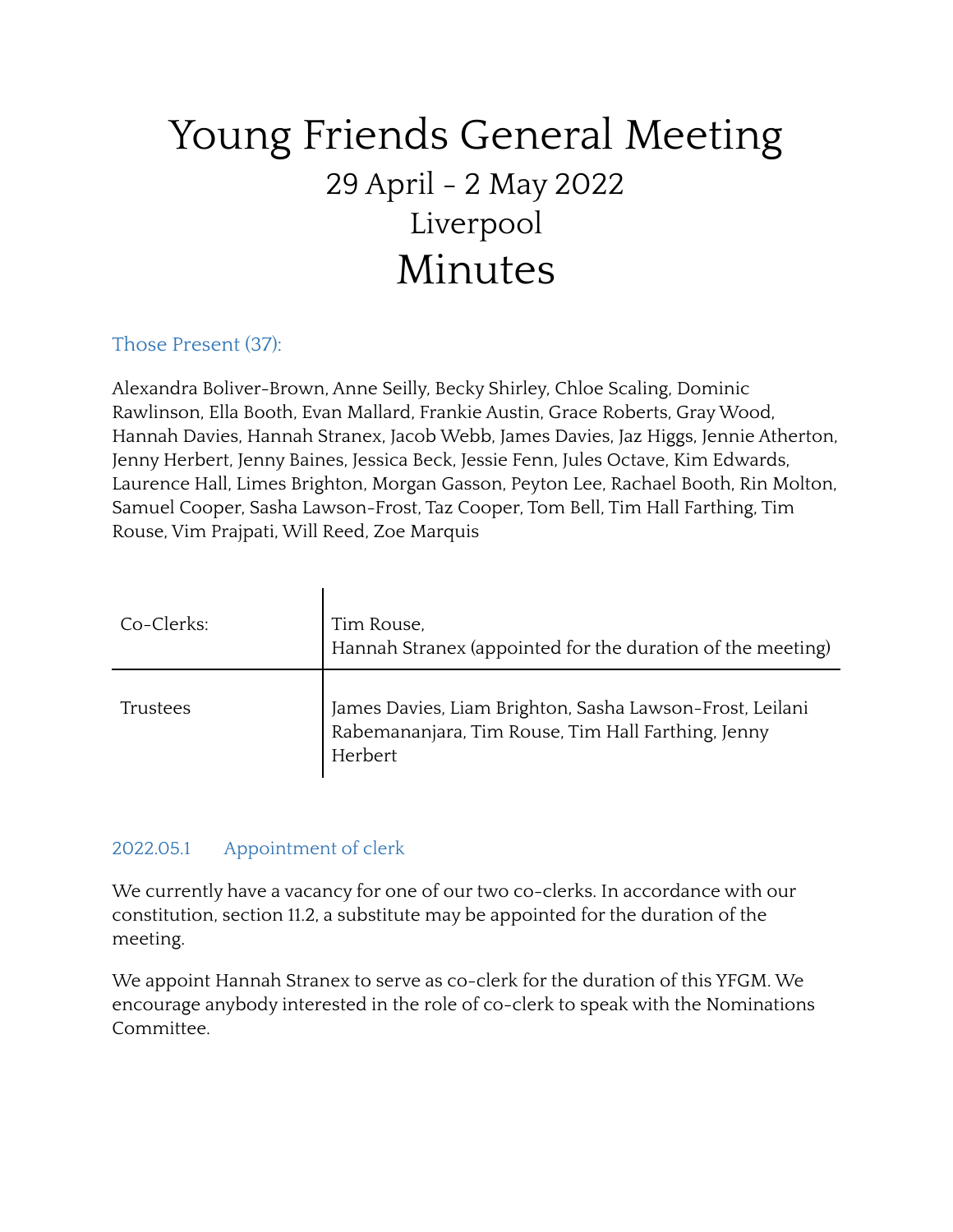# Young Friends General Meeting

## 29 April - 2 May 2022

## Liverpool

# Minutes

### Those Present (37):

Alexandra Boliver-Brown, Anne Seilly, Becky Shirley, Chloe Scaling, Dominic Rawlinson, Ella Booth, Evan Mallard, Frankie Austin, Grace Roberts, Gray Wood, Hannah Davies, Hannah Stranex, Jacob Webb, James Davies, Jaz Higgs, Jennie Atherton, Jenny Herbert, Jenny Baines, Jessica Beck, Jessie Fenn, Jules Octave, Kim Edwards, Laurence Hall, Limes Brighton, Morgan Gasson, Peyton Lee, Rachael Booth, Rin Molton, Samuel Cooper, Sasha Lawson-Frost, Taz Cooper, Tom Bell, Tim Hall Farthing, Tim Rouse, Vim Prajpati, Will Reed, Zoe Marquis

| | |
|---|---|
| Co-Clerks: | Tim Rouse,<br>Hannah Stranex (appointed for the duration of the meeting) |
| Trustees | James Davies, Liam Brighton, Sasha Lawson-Frost, Leilani Rabemananjara, Tim Rouse, Tim Hall Farthing, Jenny Herbert |

### 2022.05.1 Appointment of clerk

We currently have a vacancy for one of our two co-clerks. In accordance with our constitution, section 11.2, a substitute may be appointed for the duration of the meeting.

We appoint Hannah Stranex to serve as co-clerk for the duration of this YFGM. We encourage anybody interested in the role of co-clerk to speak with the Nominations Committee.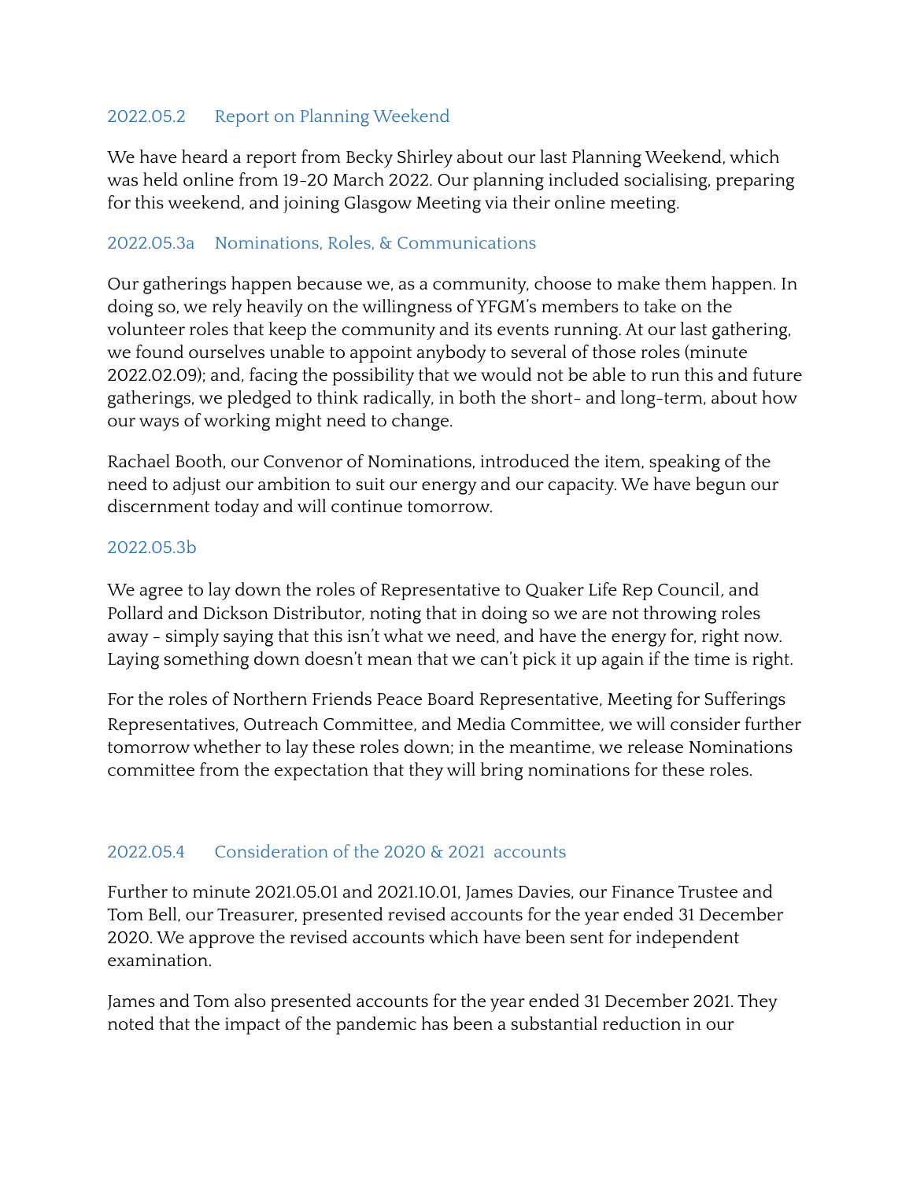### 2022.05.2 Report on Planning Weekend

We have heard a report from Becky Shirley about our last Planning Weekend, which was held online from 19-20 March 2022. Our planning included socialising, preparing for this weekend, and joining Glasgow Meeting via their online meeting.

### 2022.05.3a Nominations, Roles, & Communications

Our gatherings happen because we, as a community, choose to make them happen. In doing so, we rely heavily on the willingness of YFGM's members to take on the volunteer roles that keep the community and its events running. At our last gathering, we found ourselves unable to appoint anybody to several of those roles (minute 2022.02.09); and, facing the possibility that we would not be able to run this and future gatherings, we pledged to think radically, in both the short- and long-term, about how our ways of working might need to change.

Rachael Booth, our Convenor of Nominations, introduced the item, speaking of the need to adjust our ambition to suit our energy and our capacity. We have begun our discernment today and will continue tomorrow.

### 2022.05.3b

We agree to lay down the roles of Representative to Quaker Life Rep Council, and Pollard and Dickson Distributor, noting that in doing so we are not throwing roles away - simply saying that this isn't what we need, and have the energy for, right now. Laying something down doesn't mean that we can't pick it up again if the time is right.

For the roles of Northern Friends Peace Board Representative, Meeting for Sufferings Representatives, Outreach Committee, and Media Committee, we will consider further tomorrow whether to lay these roles down; in the meantime, we release Nominations committee from the expectation that they will bring nominations for these roles.

### 2022.05.4 Consideration of the 2020 & 2021 accounts

Further to minute 2021.05.01 and 2021.10.01, James Davies, our Finance Trustee and Tom Bell, our Treasurer, presented revised accounts for the year ended 31 December 2020. We approve the revised accounts which have been sent for independent examination.

James and Tom also presented accounts for the year ended 31 December 2021. They noted that the impact of the pandemic has been a substantial reduction in our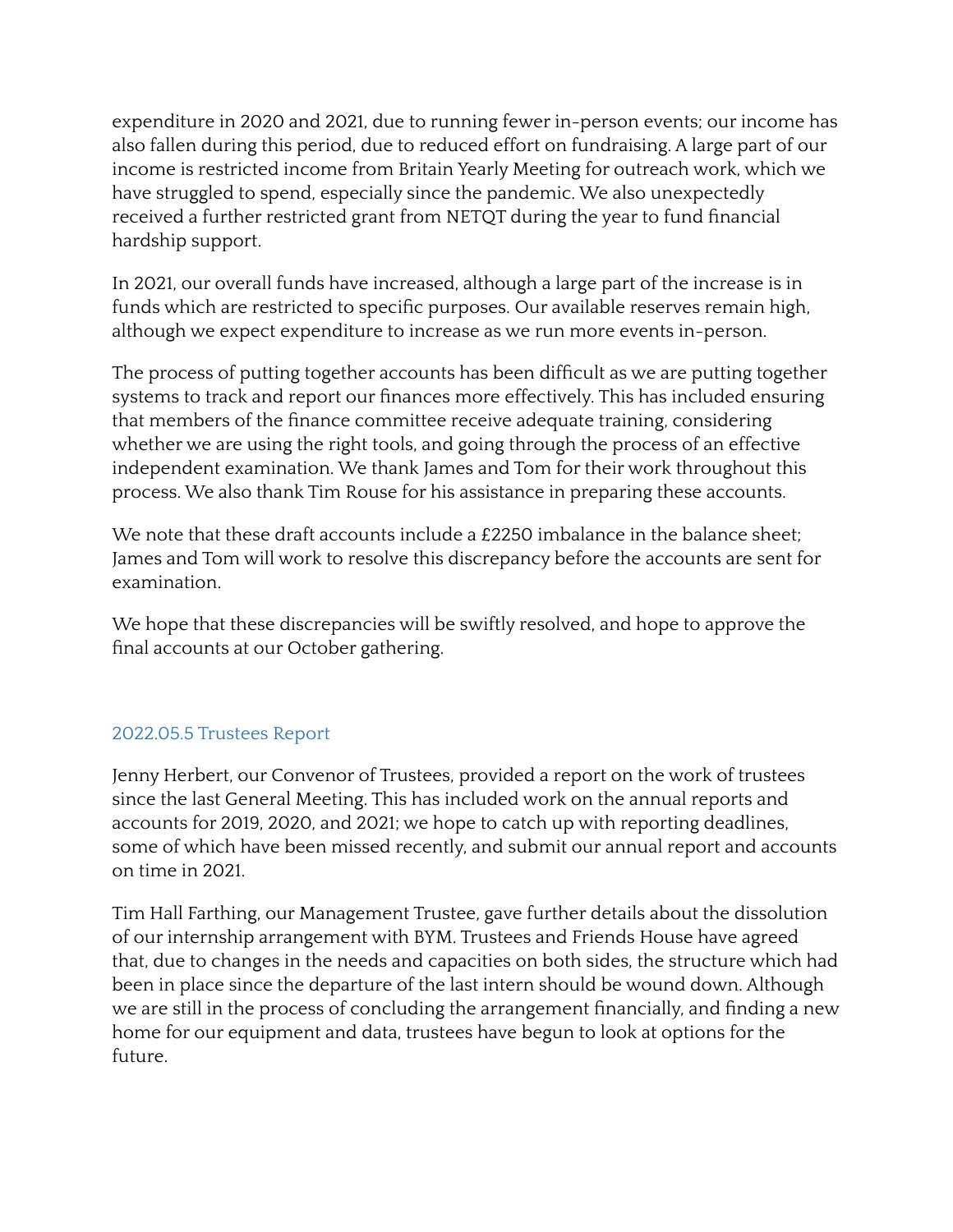expenditure in 2020 and 2021, due to running fewer in-person events; our income has also fallen during this period, due to reduced effort on fundraising. A large part of our income is restricted income from Britain Yearly Meeting for outreach work, which we have struggled to spend, especially since the pandemic. We also unexpectedly received a further restricted grant from NETQT during the year to fund financial hardship support.

In 2021, our overall funds have increased, although a large part of the increase is in funds which are restricted to specific purposes. Our available reserves remain high, although we expect expenditure to increase as we run more events in-person.

The process of putting together accounts has been difficult as we are putting together systems to track and report our finances more effectively. This has included ensuring that members of the finance committee receive adequate training, considering whether we are using the right tools, and going through the process of an effective independent examination. We thank James and Tom for their work throughout this process. We also thank Tim Rouse for his assistance in preparing these accounts.

We note that these draft accounts include a £2250 imbalance in the balance sheet; James and Tom will work to resolve this discrepancy before the accounts are sent for examination.

We hope that these discrepancies will be swiftly resolved, and hope to approve the final accounts at our October gathering.

### 2022.05.5 Trustees Report

Jenny Herbert, our Convenor of Trustees, provided a report on the work of trustees since the last General Meeting. This has included work on the annual reports and accounts for 2019, 2020, and 2021; we hope to catch up with reporting deadlines, some of which have been missed recently, and submit our annual report and accounts on time in 2021.

Tim Hall Farthing, our Management Trustee, gave further details about the dissolution of our internship arrangement with BYM. Trustees and Friends House have agreed that, due to changes in the needs and capacities on both sides, the structure which had been in place since the departure of the last intern should be wound down. Although we are still in the process of concluding the arrangement financially, and finding a new home for our equipment and data, trustees have begun to look at options for the future.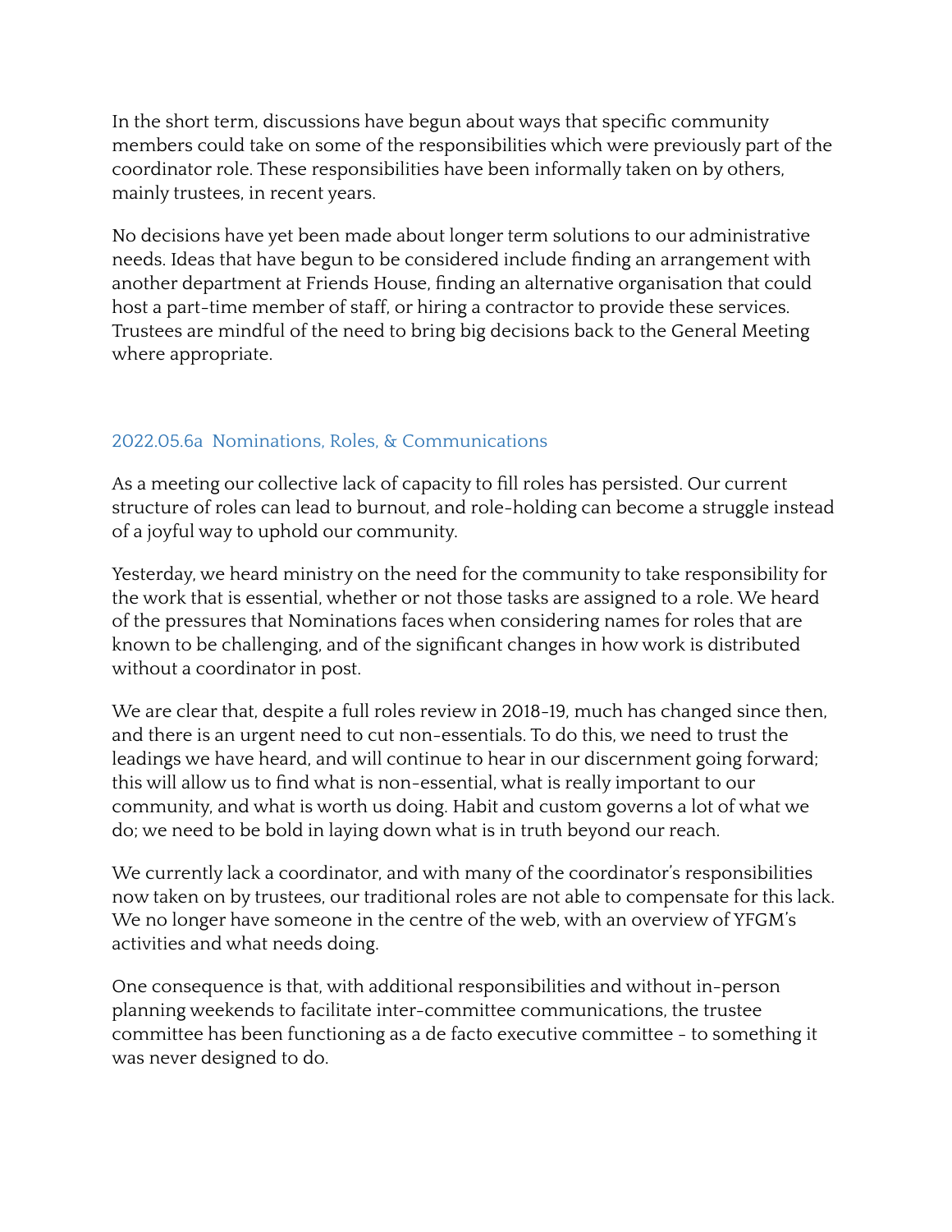In the short term, discussions have begun about ways that specific community members could take on some of the responsibilities which were previously part of the coordinator role. These responsibilities have been informally taken on by others, mainly trustees, in recent years.

No decisions have yet been made about longer term solutions to our administrative needs. Ideas that have begun to be considered include finding an arrangement with another department at Friends House, finding an alternative organisation that could host a part-time member of staff, or hiring a contractor to provide these services. Trustees are mindful of the need to bring big decisions back to the General Meeting where appropriate.

### 2022.05.6a Nominations, Roles, & Communications

As a meeting our collective lack of capacity to fill roles has persisted. Our current structure of roles can lead to burnout, and role-holding can become a struggle instead of a joyful way to uphold our community.

Yesterday, we heard ministry on the need for the community to take responsibility for the work that is essential, whether or not those tasks are assigned to a role. We heard of the pressures that Nominations faces when considering names for roles that are known to be challenging, and of the significant changes in how work is distributed without a coordinator in post.

We are clear that, despite a full roles review in 2018-19, much has changed since then, and there is an urgent need to cut non-essentials. To do this, we need to trust the leadings we have heard, and will continue to hear in our discernment going forward; this will allow us to find what is non-essential, what is really important to our community, and what is worth us doing. Habit and custom governs a lot of what we do; we need to be bold in laying down what is in truth beyond our reach.

We currently lack a coordinator, and with many of the coordinator's responsibilities now taken on by trustees, our traditional roles are not able to compensate for this lack. We no longer have someone in the centre of the web, with an overview of YFGM's activities and what needs doing.

One consequence is that, with additional responsibilities and without in-person planning weekends to facilitate inter-committee communications, the trustee committee has been functioning as a de facto executive committee - to something it was never designed to do.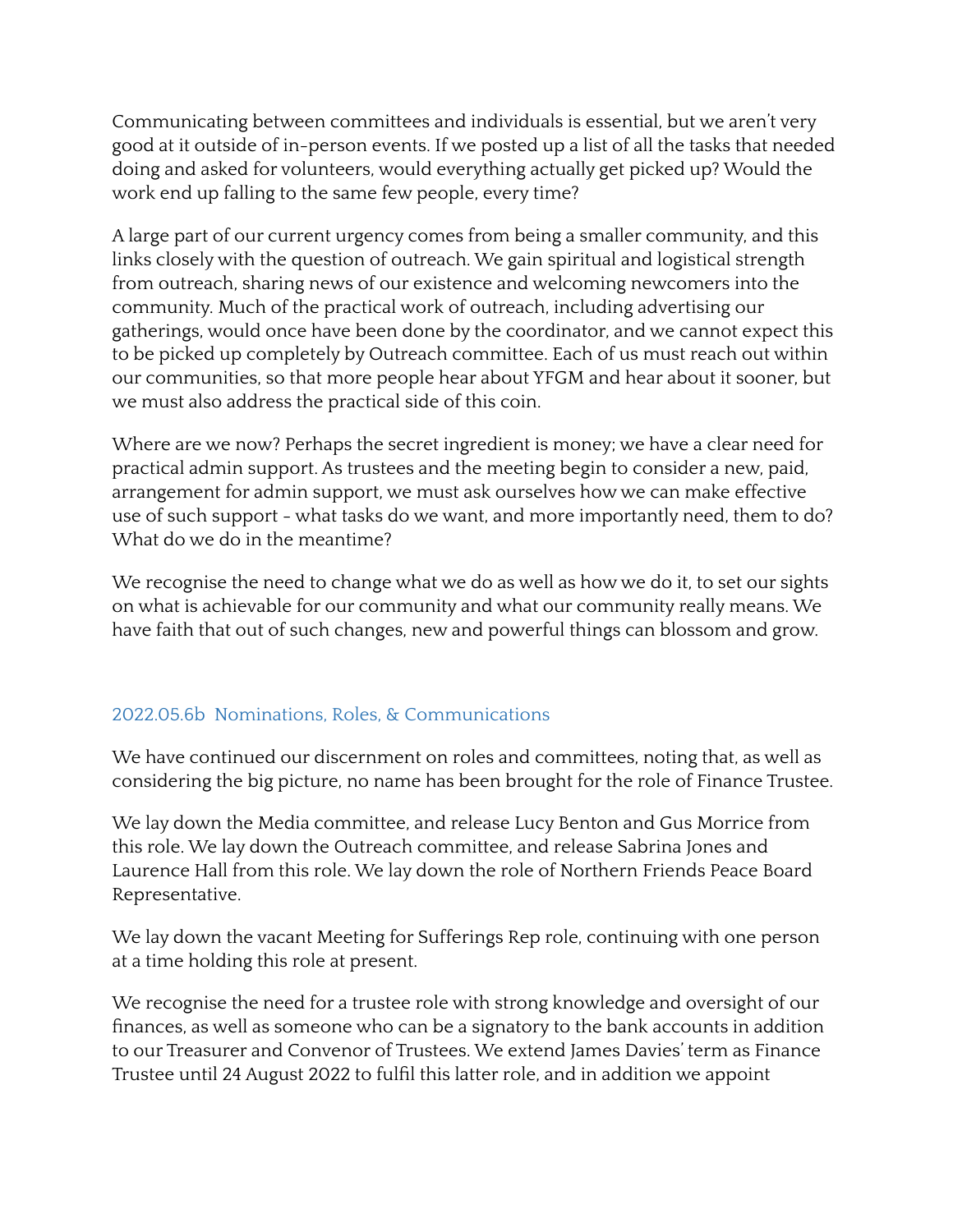Communicating between committees and individuals is essential, but we aren't very good at it outside of in-person events. If we posted up a list of all the tasks that needed doing and asked for volunteers, would everything actually get picked up? Would the work end up falling to the same few people, every time?

A large part of our current urgency comes from being a smaller community, and this links closely with the question of outreach. We gain spiritual and logistical strength from outreach, sharing news of our existence and welcoming newcomers into the community. Much of the practical work of outreach, including advertising our gatherings, would once have been done by the coordinator, and we cannot expect this to be picked up completely by Outreach committee. Each of us must reach out within our communities, so that more people hear about YFGM and hear about it sooner, but we must also address the practical side of this coin.

Where are we now? Perhaps the secret ingredient is money; we have a clear need for practical admin support. As trustees and the meeting begin to consider a new, paid, arrangement for admin support, we must ask ourselves how we can make effective use of such support - what tasks do we want, and more importantly need, them to do? What do we do in the meantime?

We recognise the need to change what we do as well as how we do it, to set our sights on what is achievable for our community and what our community really means. We have faith that out of such changes, new and powerful things can blossom and grow.

### 2022.05.6b Nominations, Roles, & Communications

We have continued our discernment on roles and committees, noting that, as well as considering the big picture, no name has been brought for the role of Finance Trustee.

We lay down the Media committee, and release Lucy Benton and Gus Morrice from this role. We lay down the Outreach committee, and release Sabrina Jones and Laurence Hall from this role. We lay down the role of Northern Friends Peace Board Representative.

We lay down the vacant Meeting for Sufferings Rep role, continuing with one person at a time holding this role at present.

We recognise the need for a trustee role with strong knowledge and oversight of our finances, as well as someone who can be a signatory to the bank accounts in addition to our Treasurer and Convenor of Trustees. We extend James Davies' term as Finance Trustee until 24 August 2022 to fulfil this latter role, and in addition we appoint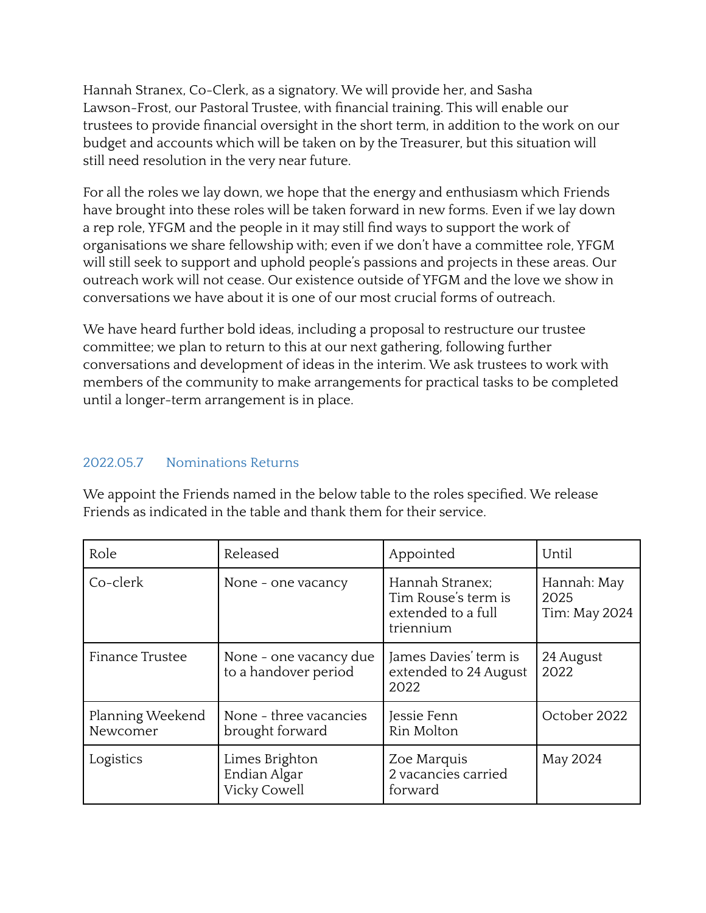Hannah Stranex, Co-Clerk, as a signatory. We will provide her, and Sasha Lawson-Frost, our Pastoral Trustee, with financial training. This will enable our trustees to provide financial oversight in the short term, in addition to the work on our budget and accounts which will be taken on by the Treasurer, but this situation will still need resolution in the very near future.

For all the roles we lay down, we hope that the energy and enthusiasm which Friends have brought into these roles will be taken forward in new forms. Even if we lay down a rep role, YFGM and the people in it may still find ways to support the work of organisations we share fellowship with; even if we don't have a committee role, YFGM will still seek to support and uphold people's passions and projects in these areas. Our outreach work will not cease. Our existence outside of YFGM and the love we show in conversations we have about it is one of our most crucial forms of outreach.

We have heard further bold ideas, including a proposal to restructure our trustee committee; we plan to return to this at our next gathering, following further conversations and development of ideas in the interim. We ask trustees to work with members of the community to make arrangements for practical tasks to be completed until a longer-term arrangement is in place.

### 2022.05.7 Nominations Returns

We appoint the Friends named in the below table to the roles specified. We release Friends as indicated in the table and thank them for their service.

| Role | Released | Appointed | Until |
|---|---|---|---|
| Co-clerk | None - one vacancy | Hannah Stranex; Tim Rouse's term is extended to a full triennium | Hannah: May 2025<br>Tim: May 2024 |
| Finance Trustee | None - one vacancy due to a handover period | James Davies' term is extended to 24 August 2022 | 24 August 2022 |
| Planning Weekend Newcomer | None - three vacancies brought forward | Jessie Fenn<br>Rin Molton | October 2022 |
| Logistics | Limes Brighton<br>Endian Algar<br>Vicky Cowell | Zoe Marquis<br>2 vacancies carried forward | May 2024 |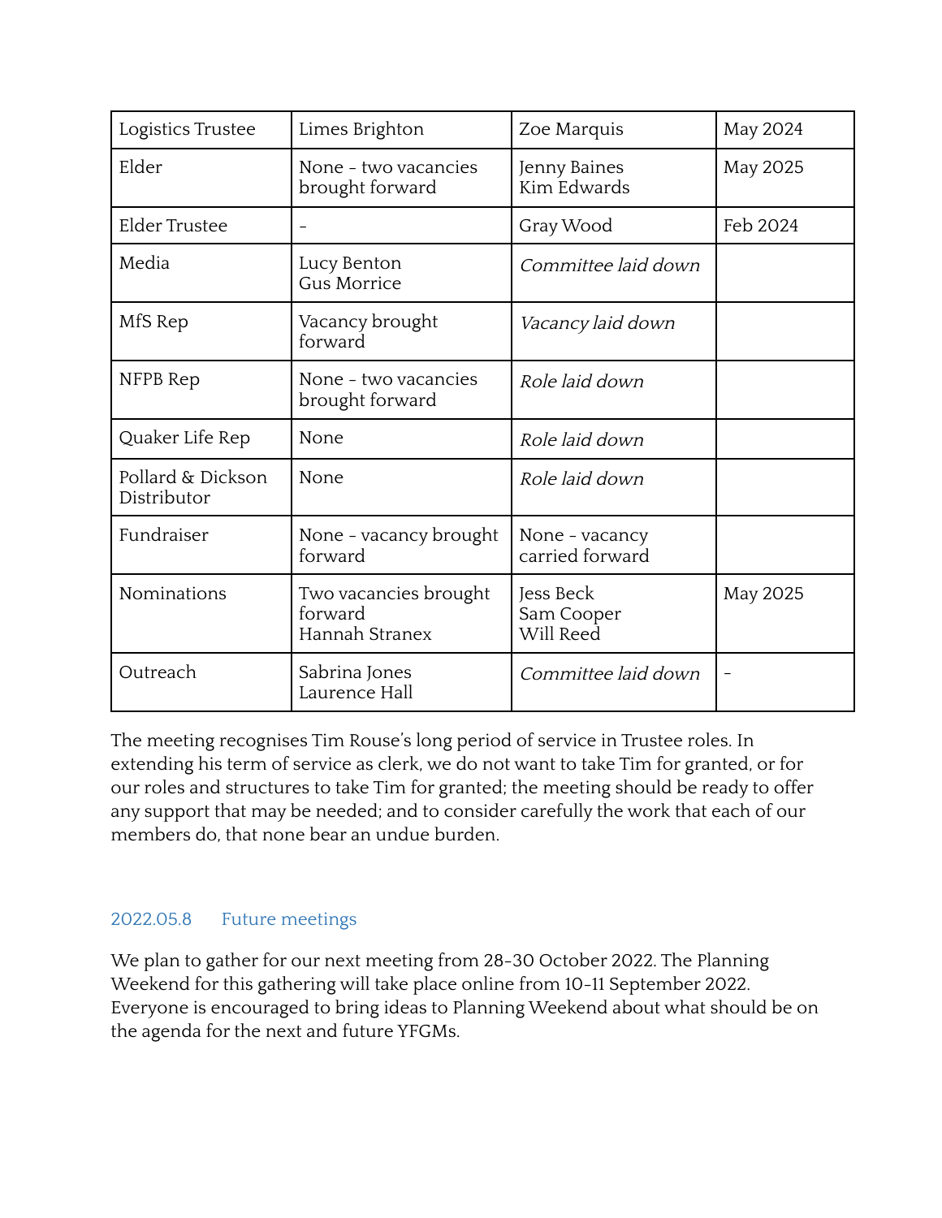| Logistics Trustee | Limes Brighton | Zoe Marquis | May 2024 |
|---|---|---|---|
| Elder | None - two vacancies brought forward | Jenny Baines<br>Kim Edwards | May 2025 |
| Elder Trustee | - | Gray Wood | Feb 2024 |
| Media | Lucy Benton<br>Gus Morrice | *Committee laid down* | |
| MfS Rep | Vacancy brought forward | *Vacancy laid down* | |
| NFPB Rep | None - two vacancies brought forward | *Role laid down* | |
| Quaker Life Rep | None | *Role laid down* | |
| Pollard & Dickson Distributor | None | *Role laid down* | |
| Fundraiser | None - vacancy brought forward | None - vacancy carried forward | |
| Nominations | Two vacancies brought forward<br>Hannah Stranex | Jess Beck<br>Sam Cooper<br>Will Reed | May 2025 |
| Outreach | Sabrina Jones<br>Laurence Hall | *Committee laid down* | - |

The meeting recognises Tim Rouse's long period of service in Trustee roles. In extending his term of service as clerk, we do not want to take Tim for granted, or for our roles and structures to take Tim for granted; the meeting should be ready to offer any support that may be needed; and to consider carefully the work that each of our members do, that none bear an undue burden.

### 2022.05.8 Future meetings

We plan to gather for our next meeting from 28-30 October 2022. The Planning Weekend for this gathering will take place online from 10-11 September 2022. Everyone is encouraged to bring ideas to Planning Weekend about what should be on the agenda for the next and future YFGMs.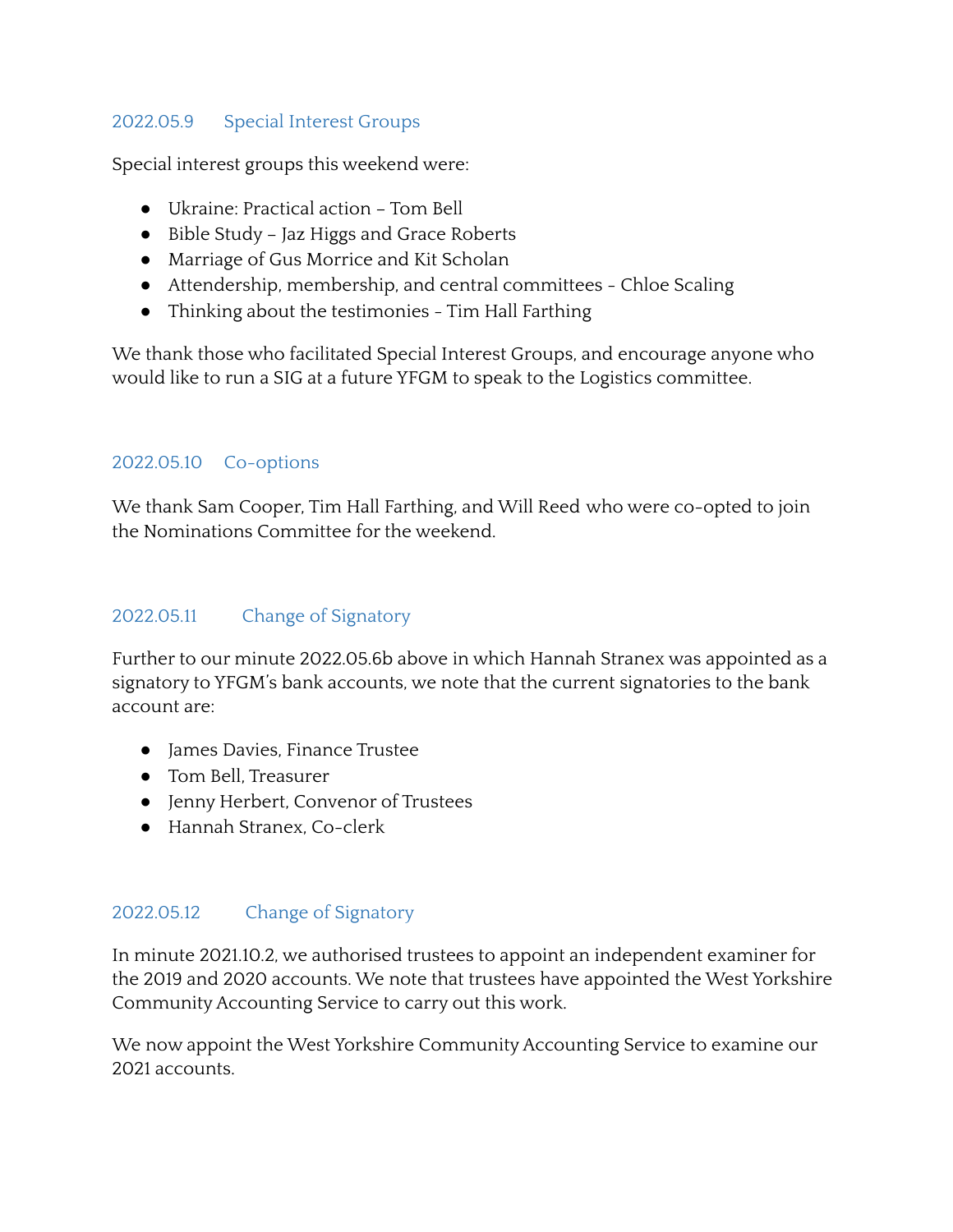### 2022.05.9 Special Interest Groups

Special interest groups this weekend were:

- Ukraine: Practical action – Tom Bell
- Bible Study – Jaz Higgs and Grace Roberts
- Marriage of Gus Morrice and Kit Scholan
- Attendership, membership, and central committees - Chloe Scaling
- Thinking about the testimonies - Tim Hall Farthing

We thank those who facilitated Special Interest Groups, and encourage anyone who would like to run a SIG at a future YFGM to speak to the Logistics committee.

### 2022.05.10 Co-options

We thank Sam Cooper, Tim Hall Farthing, and Will Reed who were co-opted to join the Nominations Committee for the weekend.

### 2022.05.11 Change of Signatory

Further to our minute 2022.05.6b above in which Hannah Stranex was appointed as a signatory to YFGM's bank accounts, we note that the current signatories to the bank account are:

- James Davies, Finance Trustee
- Tom Bell, Treasurer
- Jenny Herbert, Convenor of Trustees
- Hannah Stranex, Co-clerk

### 2022.05.12 Change of Signatory

In minute 2021.10.2, we authorised trustees to appoint an independent examiner for the 2019 and 2020 accounts. We note that trustees have appointed the West Yorkshire Community Accounting Service to carry out this work.

We now appoint the West Yorkshire Community Accounting Service to examine our 2021 accounts.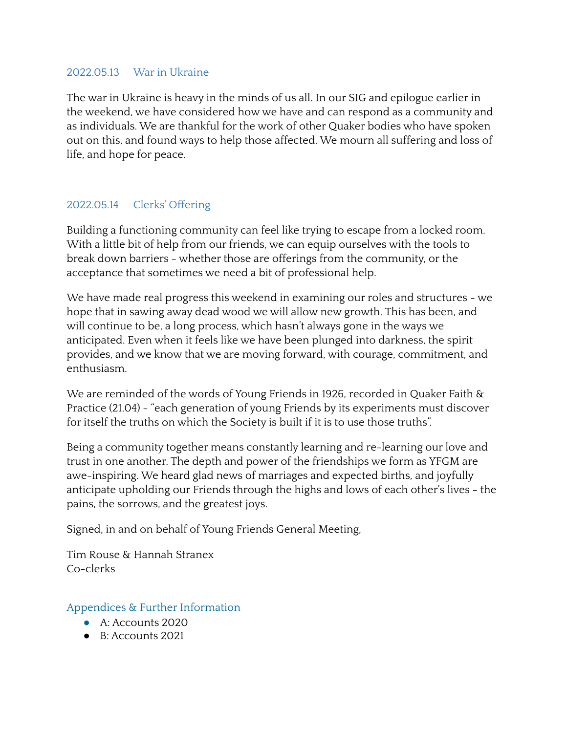### 2022.05.13 War in Ukraine

The war in Ukraine is heavy in the minds of us all. In our SIG and epilogue earlier in the weekend, we have considered how we have and can respond as a community and as individuals. We are thankful for the work of other Quaker bodies who have spoken out on this, and found ways to help those affected. We mourn all suffering and loss of life, and hope for peace.

### 2022.05.14 Clerks' Offering

Building a functioning community can feel like trying to escape from a locked room. With a little bit of help from our friends, we can equip ourselves with the tools to break down barriers - whether those are offerings from the community, or the acceptance that sometimes we need a bit of professional help.

We have made real progress this weekend in examining our roles and structures - we hope that in sawing away dead wood we will allow new growth. This has been, and will continue to be, a long process, which hasn't always gone in the ways we anticipated. Even when it feels like we have been plunged into darkness, the spirit provides, and we know that we are moving forward, with courage, commitment, and enthusiasm.

We are reminded of the words of Young Friends in 1926, recorded in Quaker Faith & Practice (21.04) - "each generation of young Friends by its experiments must discover for itself the truths on which the Society is built if it is to use those truths".

Being a community together means constantly learning and re-learning our love and trust in one another. The depth and power of the friendships we form as YFGM are awe-inspiring. We heard glad news of marriages and expected births, and joyfully anticipate upholding our Friends through the highs and lows of each other's lives - the pains, the sorrows, and the greatest joys.

Signed, in and on behalf of Young Friends General Meeting,

Tim Rouse & Hannah Stranex
Co-clerks

### Appendices & Further Information

- A: Accounts 2020
- B: Accounts 2021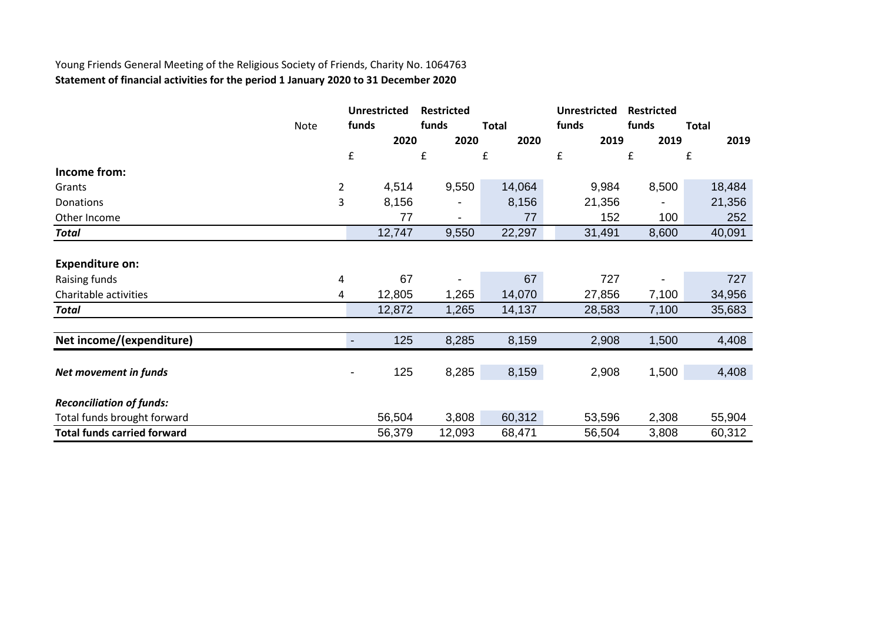Young Friends General Meeting of the Religious Society of Friends, Charity No. 1064763

**Statement of financial activities for the period 1 January 2020 to 31 December 2020**

| | Note | Unrestricted funds 2020 | Restricted funds 2020 | Total 2020 | Unrestricted funds 2019 | Restricted funds 2019 | Total 2019 |
|---|---|---|---|---|---|---|---|
| | | £ | £ | £ | £ | £ | £ |
| **Income from:** | | | | | | | |
| Grants | 2 | 4,514 | 9,550 | 14,064 | 9,984 | 8,500 | 18,484 |
| Donations | 3 | 8,156 | - | 8,156 | 21,356 | - | 21,356 |
| Other Income | | 77 | - | 77 | 152 | 100 | 252 |
| ***Total*** | | 12,747 | 9,550 | 22,297 | 31,491 | 8,600 | 40,091 |
| **Expenditure on:** | | | | | | | |
| Raising funds | 4 | 67 | - | 67 | 727 | - | 727 |
| Charitable activities | 4 | 12,805 | 1,265 | 14,070 | 27,856 | 7,100 | 34,956 |
| ***Total*** | | 12,872 | 1,265 | 14,137 | 28,583 | 7,100 | 35,683 |
| **Net income/(expenditure)** | | - 125 | 8,285 | 8,159 | 2,908 | 1,500 | 4,408 |
| ***Net movement in funds*** | | - 125 | 8,285 | 8,159 | 2,908 | 1,500 | 4,408 |
| ***Reconciliation of funds:*** | | | | | | | |
| Total funds brought forward | | 56,504 | 3,808 | 60,312 | 53,596 | 2,308 | 55,904 |
| **Total funds carried forward** | | 56,379 | 12,093 | 68,471 | 56,504 | 3,808 | 60,312 |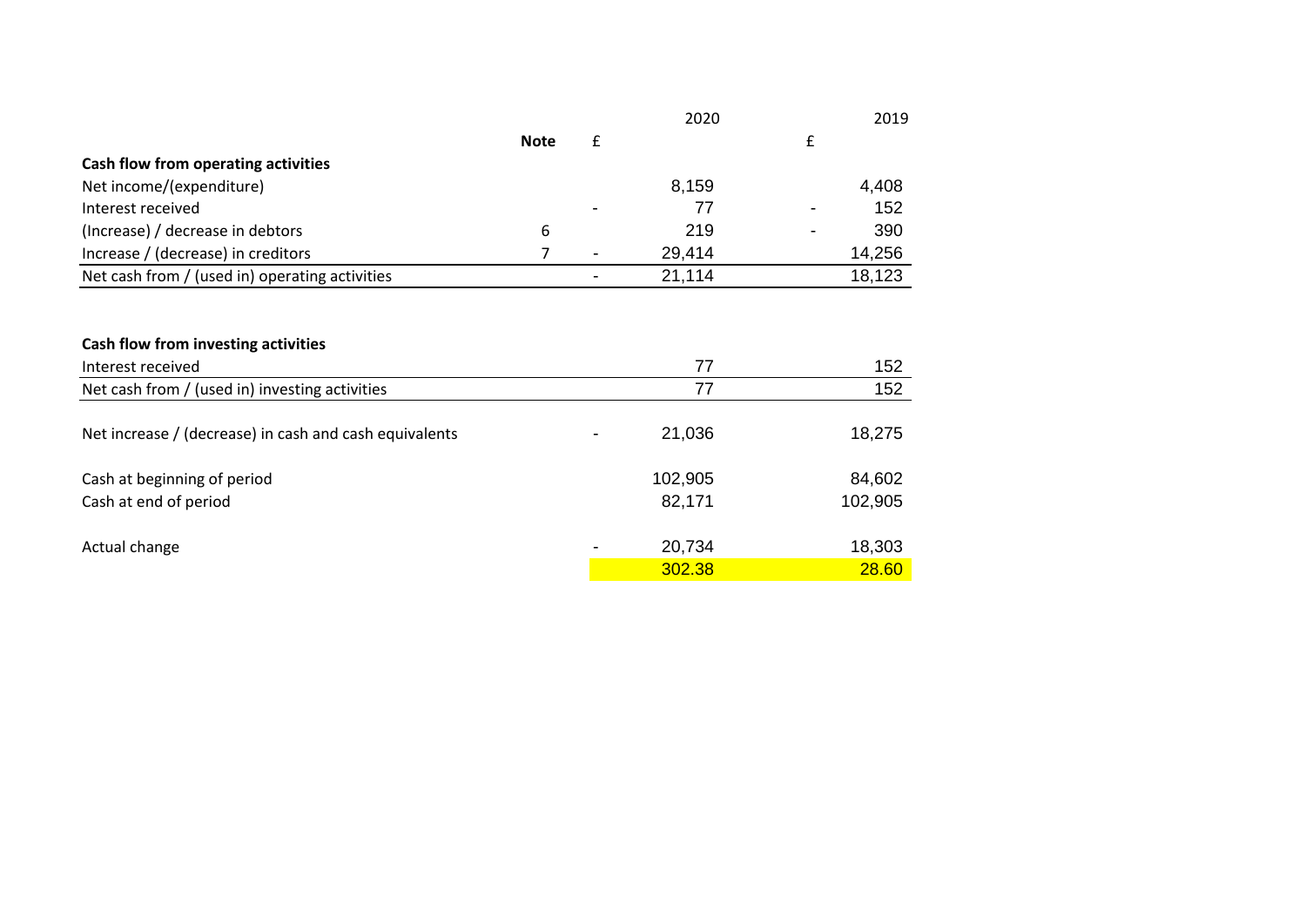| | Note | 2020 £ | 2019 £ |
|---|---|---|---|
| **Cash flow from operating activities** | | | |
| Net income/(expenditure) | | 8,159 | 4,408 |
| Interest received | | - 77 | - 152 |
| (Increase) / decrease in debtors | 6 | 219 | - 390 |
| Increase / (decrease) in creditors | 7 | - 29,414 | 14,256 |
| Net cash from / (used in) operating activities | | - 21,114 | 18,123 |
| | | | |
| **Cash flow from investing activities** | | | |
| Interest received | | 77 | 152 |
| Net cash from / (used in) investing activities | | 77 | 152 |
| | | | |
| Net increase / (decrease) in cash and cash equivalents | | - 21,036 | 18,275 |
| | | | |
| Cash at beginning of period | | 102,905 | 84,602 |
| Cash at end of period | | 82,171 | 102,905 |
| | | | |
| Actual change | | - 20,734 | 18,303 |
| | | 302.38 | 28.60 |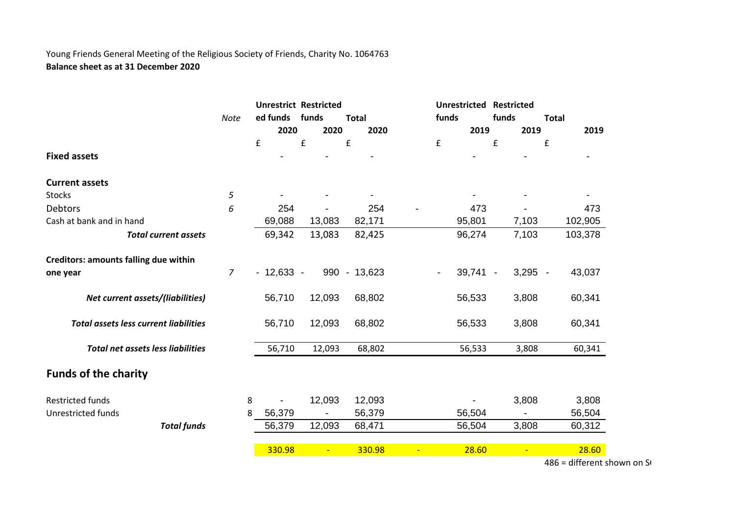Young Friends General Meeting of the Religious Society of Friends, Charity No. 1064763

**Balance sheet as at 31 December 2020**

| | *Note* | **Unrestricted funds 2020** | **Restricted funds 2020** | **Total 2020** | | **Unrestricted funds 2019** | **Restricted funds 2019** | **Total 2019** |
|---|---|---|---|---|---|---|---|---|
| | | £ | £ | £ | | £ | £ | £ |
| **Fixed assets** | | - | - | - | | - | - | - |
| **Current assets** | | | | | | | | |
| Stocks | *5* | - | - | - | | - | - | - |
| Debtors | *6* | 254 | - | 254 | - | 473 | - | 473 |
| Cash at bank and in hand | | 69,088 | 13,083 | 82,171 | | 95,801 | 7,103 | 102,905 |
| ***Total current assets*** | | 69,342 | 13,083 | 82,425 | | 96,274 | 7,103 | 103,378 |
| **Creditors: amounts falling due within one year** | *7* | - 12,633 | - 990 | - 13,623 | - | 39,741 | - 3,295 | - 43,037 |
| ***Net current assets/(liabilities)*** | | 56,710 | 12,093 | 68,802 | | 56,533 | 3,808 | 60,341 |
| ***Total assets less current liabilities*** | | 56,710 | 12,093 | 68,802 | | 56,533 | 3,808 | 60,341 |
| ***Total net assets less liabilities*** | | 56,710 | 12,093 | 68,802 | | 56,533 | 3,808 | 60,341 |
| **Funds of the charity** | | | | | | | | |
| Restricted funds | 8 | - | 12,093 | 12,093 | | - | 3,808 | 3,808 |
| Unrestricted funds | 8 | 56,379 | - | 56,379 | | 56,504 | - | 56,504 |
| ***Total funds*** | | 56,379 | 12,093 | 68,471 | | 56,504 | 3,808 | 60,312 |
| | | 330.98 | - | 330.98 | - | 28.60 | - | 28.60 |

486 = different shown on S(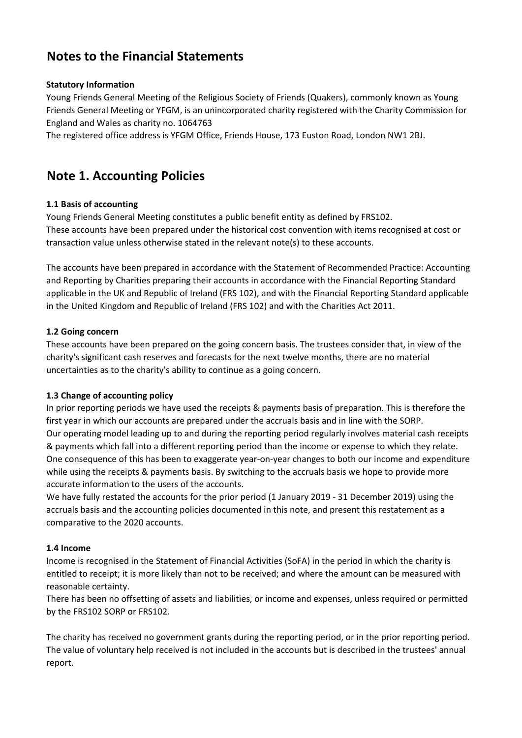# Notes to the Financial Statements

**Statutory Information**

Young Friends General Meeting of the Religious Society of Friends (Quakers), commonly known as Young Friends General Meeting or YFGM, is an unincorporated charity registered with the Charity Commission for England and Wales as charity no. 1064763

The registered office address is YFGM Office, Friends House, 173 Euston Road, London NW1 2BJ.

# Note 1. Accounting Policies

**1.1 Basis of accounting**

Young Friends General Meeting constitutes a public benefit entity as defined by FRS102.
These accounts have been prepared under the historical cost convention with items recognised at cost or transaction value unless otherwise stated in the relevant note(s) to these accounts.

The accounts have been prepared in accordance with the Statement of Recommended Practice: Accounting and Reporting by Charities preparing their accounts in accordance with the Financial Reporting Standard applicable in the UK and Republic of Ireland (FRS 102), and with the Financial Reporting Standard applicable in the United Kingdom and Republic of Ireland (FRS 102) and with the Charities Act 2011.

**1.2 Going concern**

These accounts have been prepared on the going concern basis. The trustees consider that, in view of the charity's significant cash reserves and forecasts for the next twelve months, there are no material uncertainties as to the charity's ability to continue as a going concern.

**1.3 Change of accounting policy**

In prior reporting periods we have used the receipts & payments basis of preparation. This is therefore the first year in which our accounts are prepared under the accruals basis and in line with the SORP.
Our operating model leading up to and during the reporting period regularly involves material cash receipts & payments which fall into a different reporting period than the income or expense to which they relate. One consequence of this has been to exaggerate year-on-year changes to both our income and expenditure while using the receipts & payments basis. By switching to the accruals basis we hope to provide more accurate information to the users of the accounts.
We have fully restated the accounts for the prior period (1 January 2019 - 31 December 2019) using the accruals basis and the accounting policies documented in this note, and present this restatement as a comparative to the 2020 accounts.

**1.4 Income**

Income is recognised in the Statement of Financial Activities (SoFA) in the period in which the charity is entitled to receipt; it is more likely than not to be received; and where the amount can be measured with reasonable certainty.
There has been no offsetting of assets and liabilities, or income and expenses, unless required or permitted by the FRS102 SORP or FRS102.

The charity has received no government grants during the reporting period, or in the prior reporting period.
The value of voluntary help received is not included in the accounts but is described in the trustees' annual report.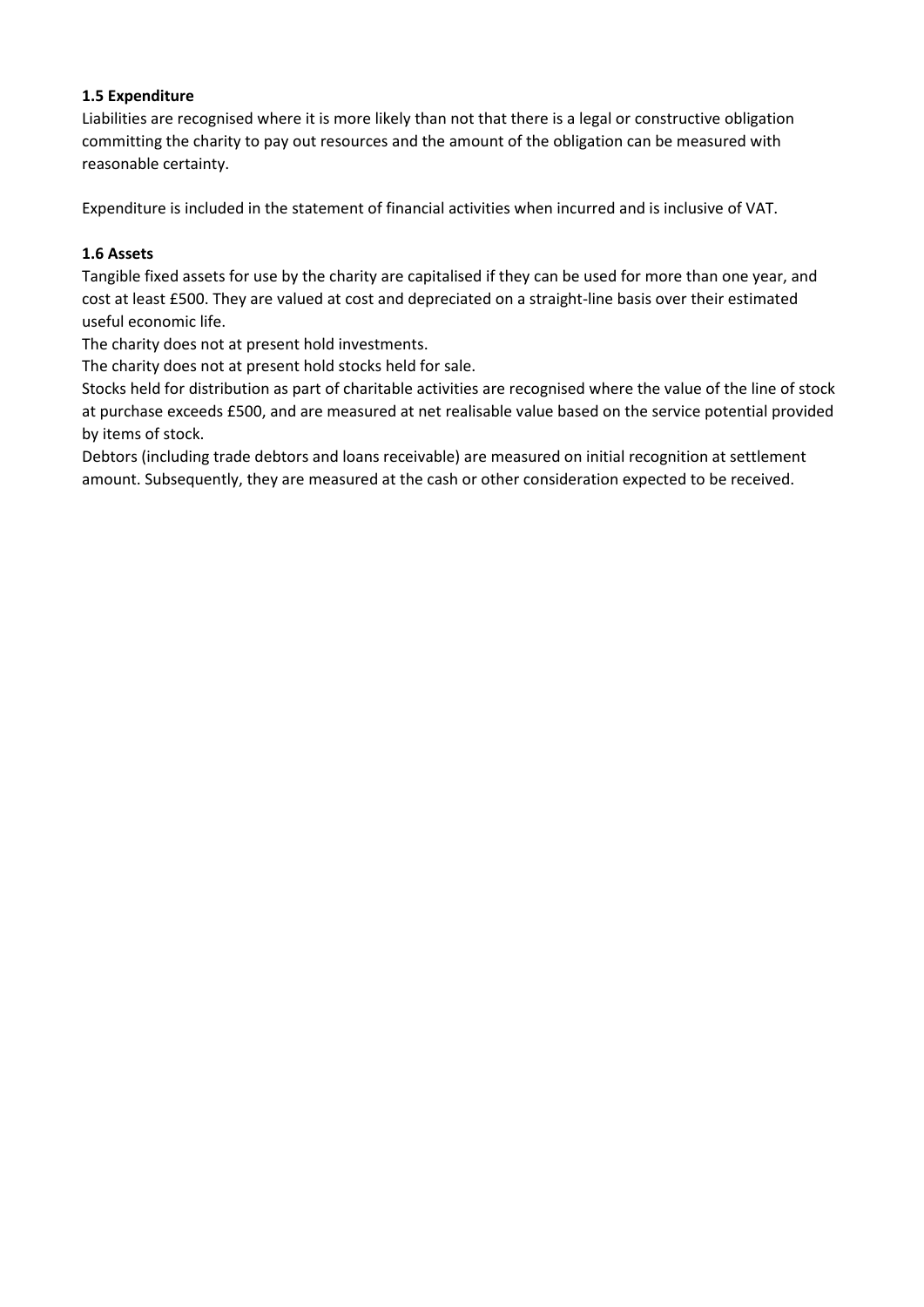**1.5 Expenditure**

Liabilities are recognised where it is more likely than not that there is a legal or constructive obligation committing the charity to pay out resources and the amount of the obligation can be measured with reasonable certainty.

Expenditure is included in the statement of financial activities when incurred and is inclusive of VAT.

**1.6 Assets**

Tangible fixed assets for use by the charity are capitalised if they can be used for more than one year, and cost at least £500. They are valued at cost and depreciated on a straight-line basis over their estimated useful economic life.

The charity does not at present hold investments.

The charity does not at present hold stocks held for sale.

Stocks held for distribution as part of charitable activities are recognised where the value of the line of stock at purchase exceeds £500, and are measured at net realisable value based on the service potential provided by items of stock.

Debtors (including trade debtors and loans receivable) are measured on initial recognition at settlement amount. Subsequently, they are measured at the cash or other consideration expected to be received.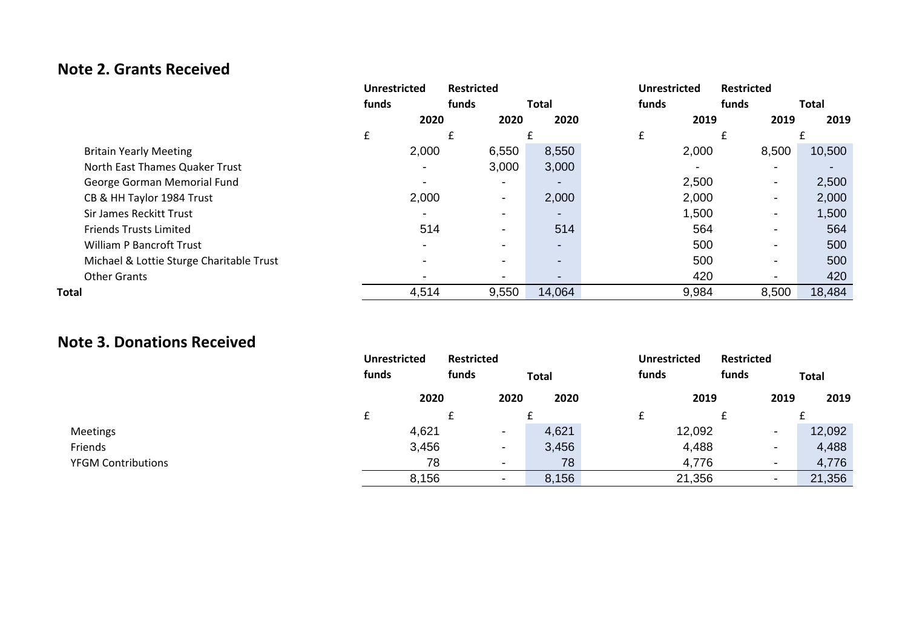## Note 2. Grants Received

| | Unrestricted funds 2020 | Restricted funds 2020 | Total 2020 | Unrestricted funds 2019 | Restricted funds 2019 | Total 2019 |
|---|---|---|---|---|---|---|
| | £ | £ | £ | £ | £ | £ |
| Britain Yearly Meeting | 2,000 | 6,550 | 8,550 | 2,000 | 8,500 | 10,500 |
| North East Thames Quaker Trust | - | 3,000 | 3,000 | - | - | - |
| George Gorman Memorial Fund | - | - | - | 2,500 | - | 2,500 |
| CB & HH Taylor 1984 Trust | 2,000 | - | 2,000 | 2,000 | - | 2,000 |
| Sir James Reckitt Trust | - | - | - | 1,500 | - | 1,500 |
| Friends Trusts Limited | 514 | - | 514 | 564 | - | 564 |
| William P Bancroft Trust | - | - | - | 500 | - | 500 |
| Michael & Lottie Sturge Charitable Trust | - | - | - | 500 | - | 500 |
| Other Grants | - | - | - | 420 | - | 420 |
| **Total** | 4,514 | 9,550 | 14,064 | 9,984 | 8,500 | 18,484 |

## Note 3. Donations Received

| | Unrestricted funds 2020 | Restricted funds 2020 | Total 2020 | Unrestricted funds 2019 | Restricted funds 2019 | Total 2019 |
|---|---|---|---|---|---|---|
| | £ | £ | £ | £ | £ | £ |
| Meetings | 4,621 | - | 4,621 | 12,092 | - | 12,092 |
| Friends | 3,456 | - | 3,456 | 4,488 | - | 4,488 |
| YFGM Contributions | 78 | - | 78 | 4,776 | - | 4,776 |
| | 8,156 | - | 8,156 | 21,356 | - | 21,356 |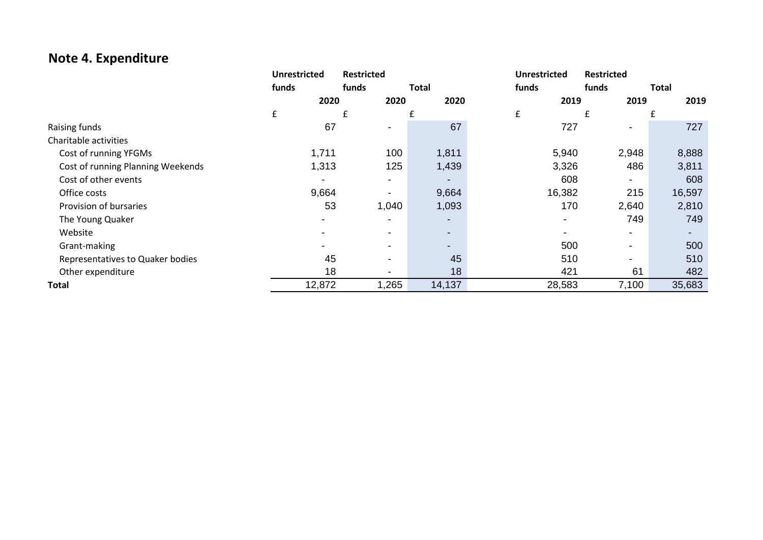## Note 4. Expenditure

| | Unrestricted funds 2020 | Restricted funds 2020 | Total 2020 | Unrestricted funds 2019 | Restricted funds 2019 | Total 2019 |
|---|---|---|---|---|---|---|
| | £ | £ | £ | £ | £ | £ |
| Raising funds | 67 | - | 67 | 727 | - | 727 |
| Charitable activities | | | | | | |
| Cost of running YFGMs | 1,711 | 100 | 1,811 | 5,940 | 2,948 | 8,888 |
| Cost of running Planning Weekends | 1,313 | 125 | 1,439 | 3,326 | 486 | 3,811 |
| Cost of other events | - | - | - | 608 | - | 608 |
| Office costs | 9,664 | - | 9,664 | 16,382 | 215 | 16,597 |
| Provision of bursaries | 53 | 1,040 | 1,093 | 170 | 2,640 | 2,810 |
| The Young Quaker | - | - | - | - | 749 | 749 |
| Website | - | - | - | - | - | - |
| Grant-making | - | - | - | 500 | - | 500 |
| Representatives to Quaker bodies | 45 | - | 45 | 510 | - | 510 |
| Other expenditure | 18 | - | 18 | 421 | 61 | 482 |
| **Total** | 12,872 | 1,265 | 14,137 | 28,583 | 7,100 | 35,683 |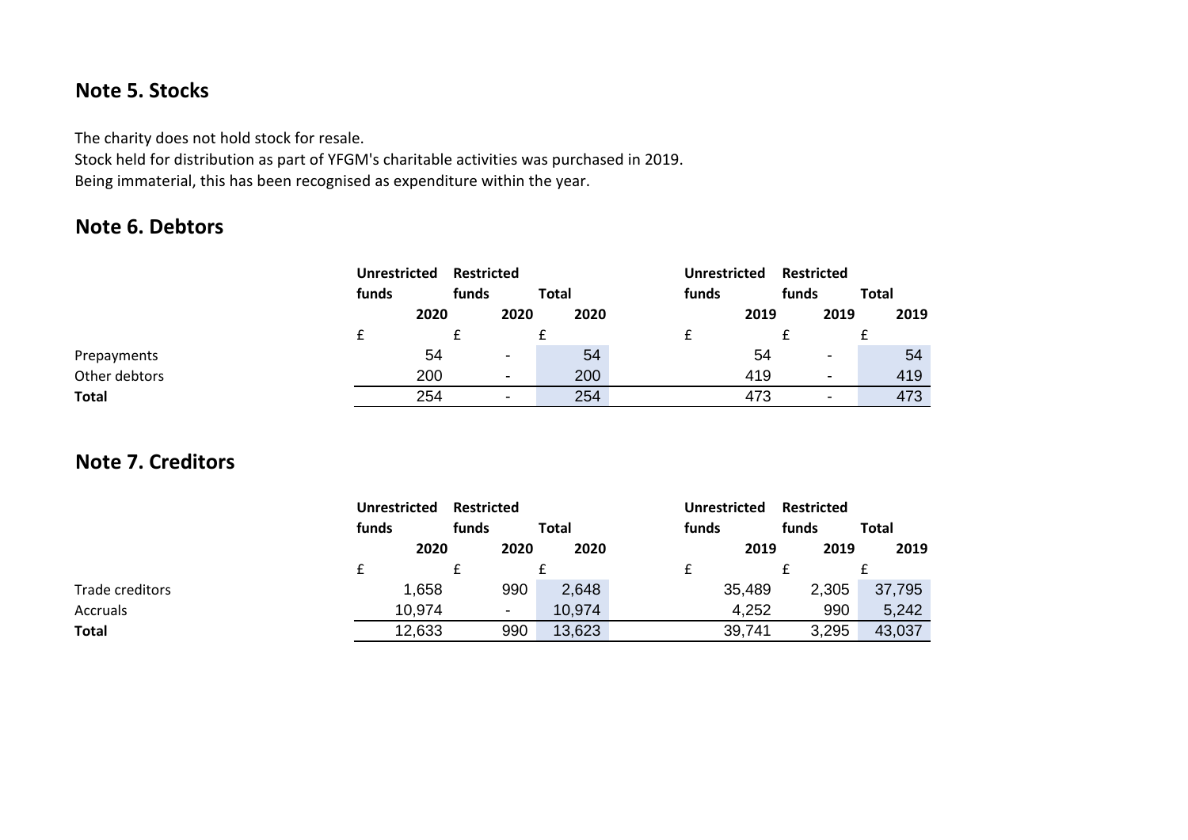## Note 5. Stocks

The charity does not hold stock for resale.
Stock held for distribution as part of YFGM's charitable activities was purchased in 2019.
Being immaterial, this has been recognised as expenditure within the year.

## Note 6. Debtors

| | Unrestricted funds 2020 | Restricted funds 2020 | Total 2020 | Unrestricted funds 2019 | Restricted funds 2019 | Total 2019 |
|---|---|---|---|---|---|---|
| | £ | £ | £ | £ | £ | £ |
| Prepayments | 54 | - | 54 | 54 | - | 54 |
| Other debtors | 200 | - | 200 | 419 | - | 419 |
| **Total** | 254 | - | 254 | 473 | - | 473 |

## Note 7. Creditors

| | Unrestricted funds 2020 | Restricted funds 2020 | Total 2020 | Unrestricted funds 2019 | Restricted funds 2019 | Total 2019 |
|---|---|---|---|---|---|---|
| | £ | £ | £ | £ | £ | £ |
| Trade creditors | 1,658 | 990 | 2,648 | 35,489 | 2,305 | 37,795 |
| Accruals | 10,974 | - | 10,974 | 4,252 | 990 | 5,242 |
| **Total** | 12,633 | 990 | 13,623 | 39,741 | 3,295 | 43,037 |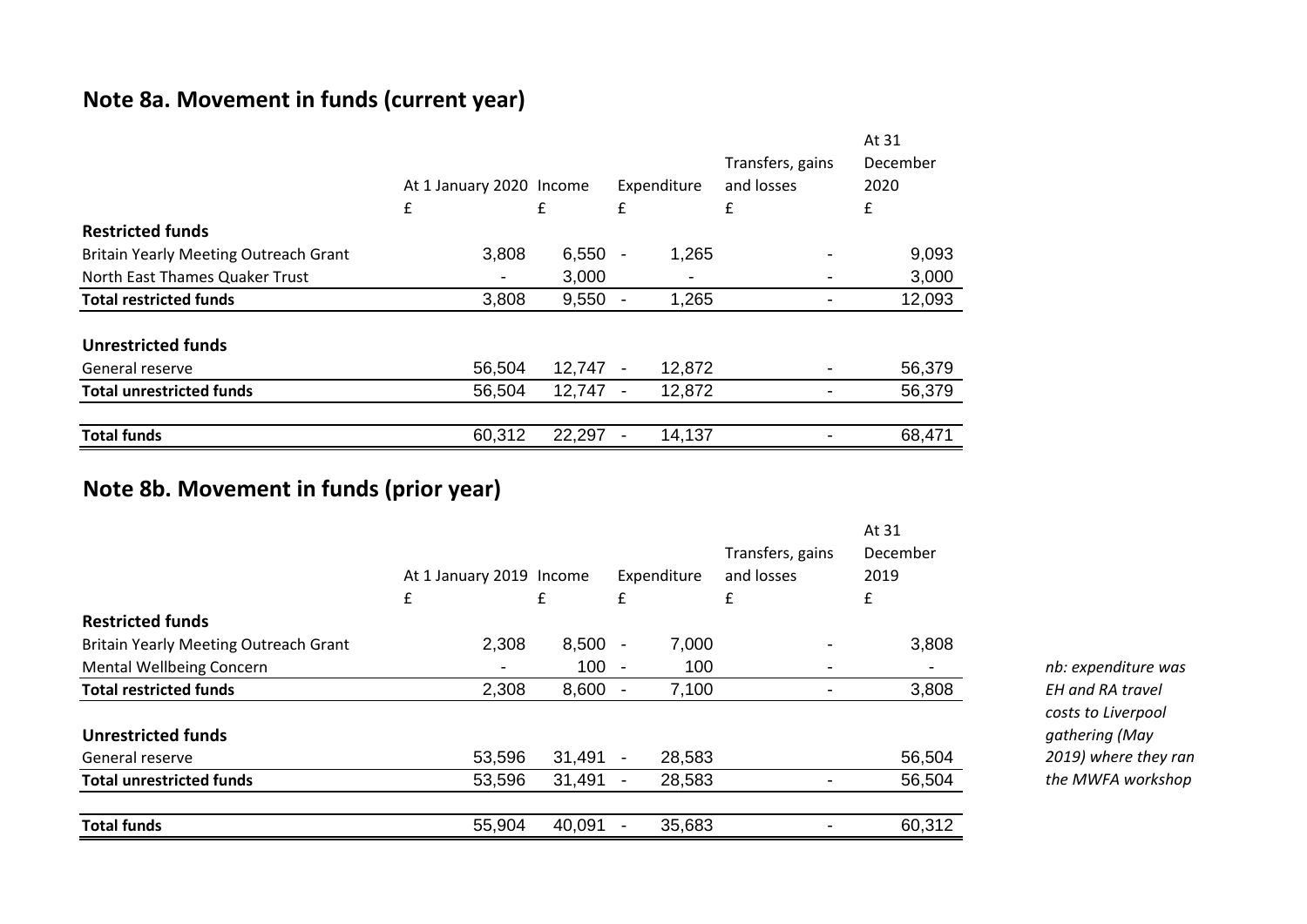## Note 8a. Movement in funds (current year)

| | At 1 January 2020 | Income | Expenditure | Transfers, gains and losses | At 31 December 2020 |
|---|---|---|---|---|---|
| | £ | £ | £ | £ | £ |
| **Restricted funds** | | | | | |
| Britain Yearly Meeting Outreach Grant | 3,808 | 6,550 | - 1,265 | - | 9,093 |
| North East Thames Quaker Trust | - | 3,000 | - | - | 3,000 |
| **Total restricted funds** | 3,808 | 9,550 | - 1,265 | - | 12,093 |
| **Unrestricted funds** | | | | | |
| General reserve | 56,504 | 12,747 | - 12,872 | - | 56,379 |
| **Total unrestricted funds** | 56,504 | 12,747 | - 12,872 | - | 56,379 |
| **Total funds** | 60,312 | 22,297 | - 14,137 | - | 68,471 |

## Note 8b. Movement in funds (prior year)

| | At 1 January 2019 | Income | Expenditure | Transfers, gains and losses | At 31 December 2019 |
|---|---|---|---|---|---|
| | £ | £ | £ | £ | £ |
| **Restricted funds** | | | | | |
| Britain Yearly Meeting Outreach Grant | 2,308 | 8,500 | - 7,000 | - | 3,808 |
| Mental Wellbeing Concern | - | 100 | - 100 | - | - |
| **Total restricted funds** | 2,308 | 8,600 | - 7,100 | - | 3,808 |
| **Unrestricted funds** | | | | | |
| General reserve | 53,596 | 31,491 | - 28,583 | | 56,504 |
| **Total unrestricted funds** | 53,596 | 31,491 | - 28,583 | - | 56,504 |
| **Total funds** | 55,904 | 40,091 | - 35,683 | - | 60,312 |

*nb: expenditure was EH and RA travel costs to Liverpool gathering (May 2019) where they ran the MWFA workshop*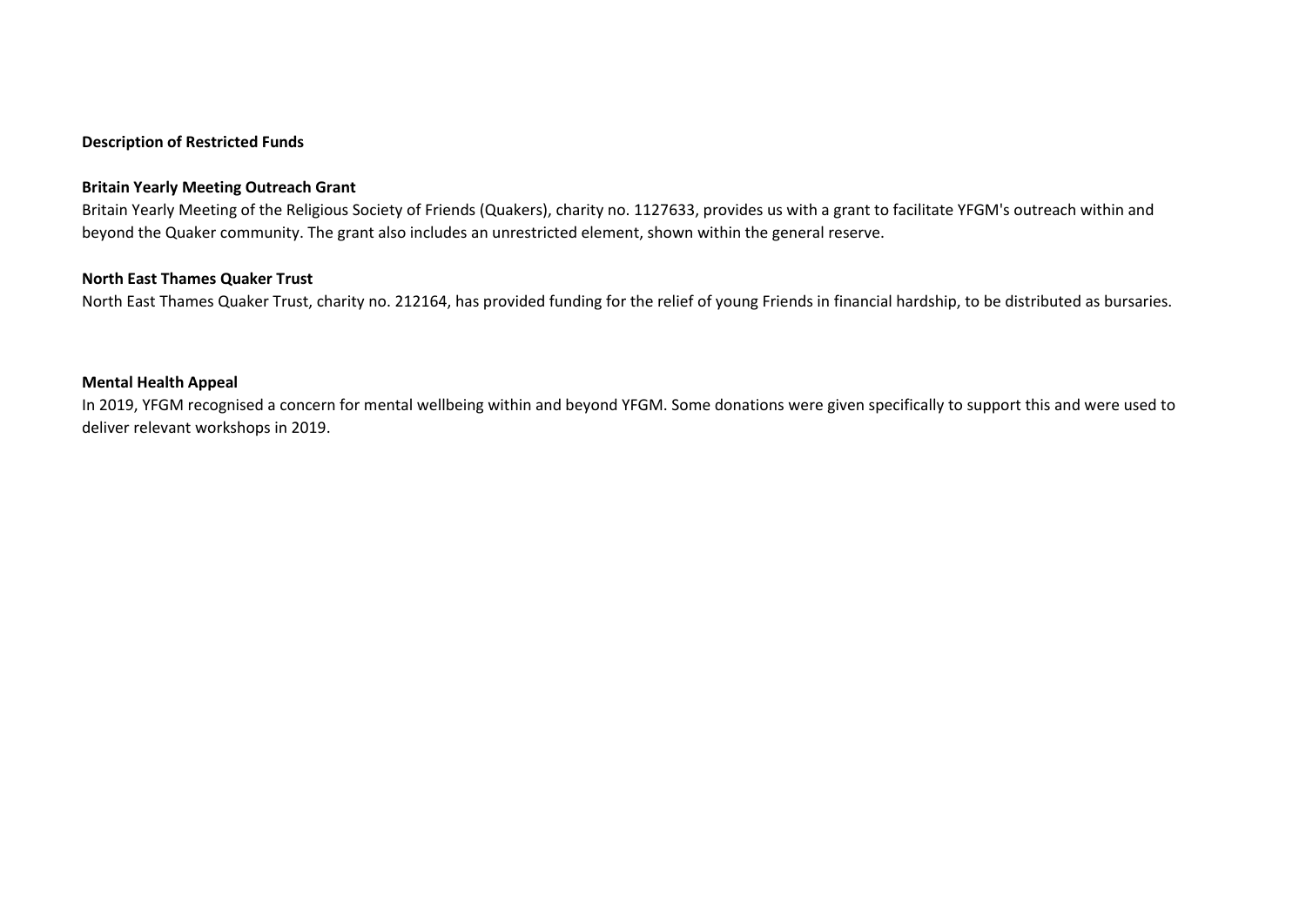**Description of Restricted Funds**

**Britain Yearly Meeting Outreach Grant**

Britain Yearly Meeting of the Religious Society of Friends (Quakers), charity no. 1127633, provides us with a grant to facilitate YFGM's outreach within and beyond the Quaker community. The grant also includes an unrestricted element, shown within the general reserve.

**North East Thames Quaker Trust**

North East Thames Quaker Trust, charity no. 212164, has provided funding for the relief of young Friends in financial hardship, to be distributed as bursaries.

**Mental Health Appeal**

In 2019, YFGM recognised a concern for mental wellbeing within and beyond YFGM. Some donations were given specifically to support this and were used to deliver relevant workshops in 2019.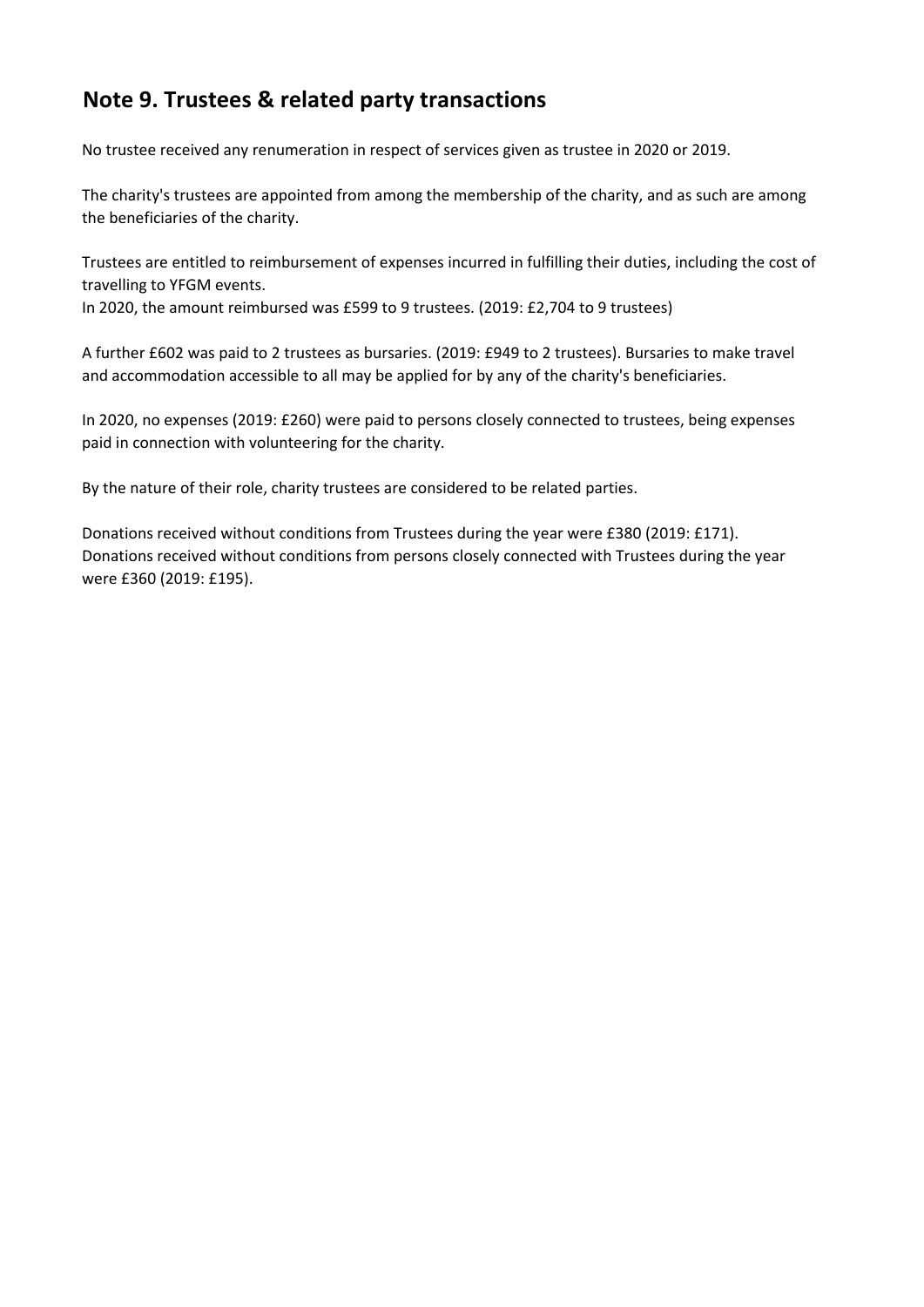## Note 9. Trustees & related party transactions

No trustee received any renumeration in respect of services given as trustee in 2020 or 2019.

The charity's trustees are appointed from among the membership of the charity, and as such are among the beneficiaries of the charity.

Trustees are entitled to reimbursement of expenses incurred in fulfilling their duties, including the cost of travelling to YFGM events.
In 2020, the amount reimbursed was £599 to 9 trustees. (2019: £2,704 to 9 trustees)

A further £602 was paid to 2 trustees as bursaries. (2019: £949 to 2 trustees). Bursaries to make travel and accommodation accessible to all may be applied for by any of the charity's beneficiaries.

In 2020, no expenses (2019: £260) were paid to persons closely connected to trustees, being expenses paid in connection with volunteering for the charity.

By the nature of their role, charity trustees are considered to be related parties.

Donations received without conditions from Trustees during the year were £380 (2019: £171).
Donations received without conditions from persons closely connected with Trustees during the year were £360 (2019: £195).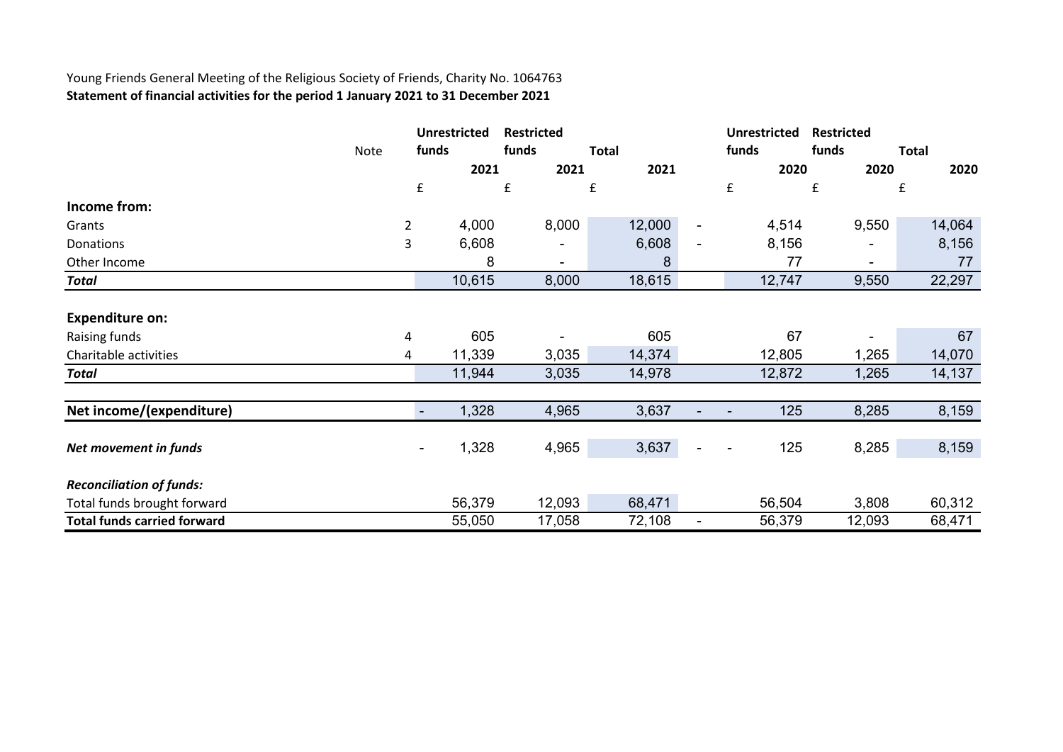Young Friends General Meeting of the Religious Society of Friends, Charity No. 1064763

**Statement of financial activities for the period 1 January 2021 to 31 December 2021**

| | Note | Unrestricted funds 2021 | Restricted funds 2021 | Total 2021 | | Unrestricted funds 2020 | Restricted funds 2020 | Total 2020 |
|---|---|---|---|---|---|---|---|---|
| | | £ | £ | £ | | £ | £ | £ |
| **Income from:** | | | | | | | | |
| Grants | 2 | 4,000 | 8,000 | 12,000 | - | 4,514 | 9,550 | 14,064 |
| Donations | 3 | 6,608 | - | 6,608 | - | 8,156 | - | 8,156 |
| Other Income | | 8 | - | 8 | | 77 | - | 77 |
| ***Total*** | | 10,615 | 8,000 | 18,615 | | 12,747 | 9,550 | 22,297 |
| **Expenditure on:** | | | | | | | | |
| Raising funds | 4 | 605 | - | 605 | | 67 | - | 67 |
| Charitable activities | 4 | 11,339 | 3,035 | 14,374 | | 12,805 | 1,265 | 14,070 |
| ***Total*** | | 11,944 | 3,035 | 14,978 | | 12,872 | 1,265 | 14,137 |
| **Net income/(expenditure)** | | - 1,328 | 4,965 | 3,637 | - | - 125 | 8,285 | 8,159 |
| ***Net movement in funds*** | | - 1,328 | 4,965 | 3,637 | - | - 125 | 8,285 | 8,159 |
| ***Reconciliation of funds:*** | | | | | | | | |
| Total funds brought forward | | 56,379 | 12,093 | 68,471 | | 56,504 | 3,808 | 60,312 |
| **Total funds carried forward** | | 55,050 | 17,058 | 72,108 | - | 56,379 | 12,093 | 68,471 |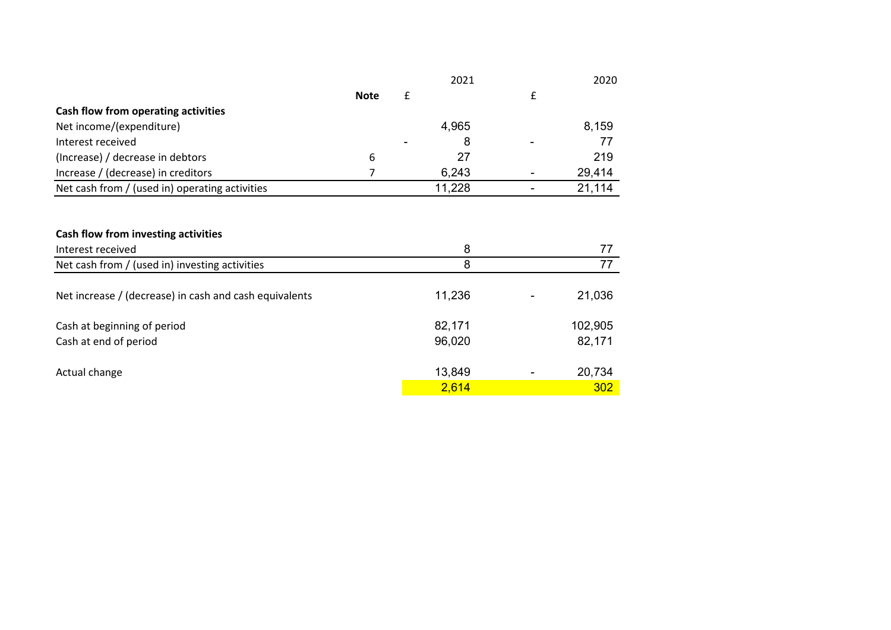| | Note | 2021 £ | 2020 £ |
|---|---|---|---|
| **Cash flow from operating activities** | | | |
| Net income/(expenditure) | | 4,965 | 8,159 |
| Interest received | | - 8 | - 77 |
| (Increase) / decrease in debtors | 6 | 27 | 219 |
| Increase / (decrease) in creditors | 7 | 6,243 | - 29,414 |
| Net cash from / (used in) operating activities | | 11,228 | - 21,114 |
| | | | |
| **Cash flow from investing activities** | | | |
| Interest received | | 8 | 77 |
| Net cash from / (used in) investing activities | | 8 | 77 |
| | | | |
| Net increase / (decrease) in cash and cash equivalents | | 11,236 | - 21,036 |
| | | | |
| Cash at beginning of period | | 82,171 | 102,905 |
| Cash at end of period | | 96,020 | 82,171 |
| | | | |
| Actual change | | 13,849 | - 20,734 |
| | | 2,614 | 302 |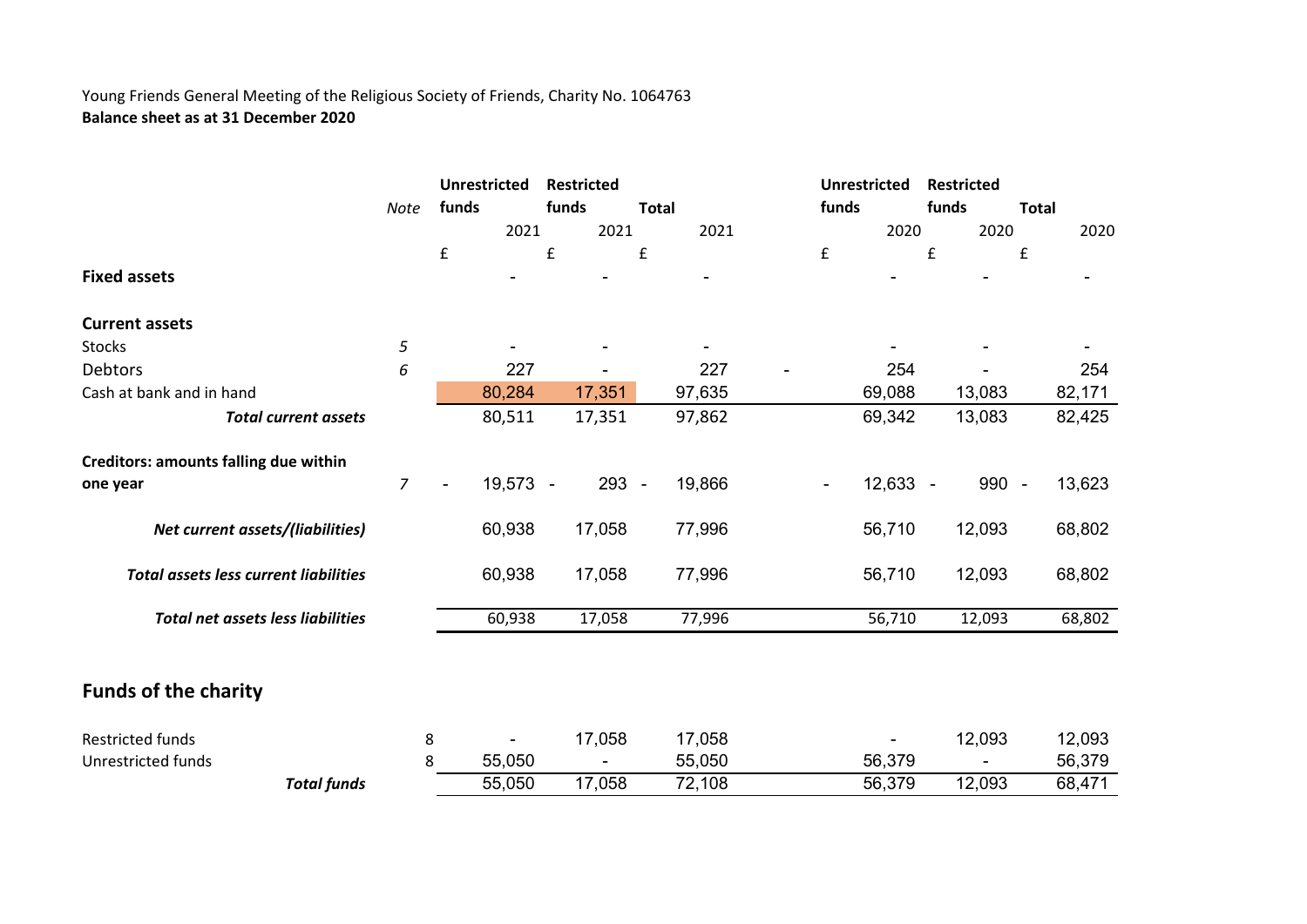Young Friends General Meeting of the Religious Society of Friends, Charity No. 1064763
**Balance sheet as at 31 December 2020**

| | Note | Unrestricted funds 2021 | Restricted funds 2021 | Total 2021 | Unrestricted funds 2020 | Restricted funds 2020 | Total 2020 |
|---|---|---|---|---|---|---|---|
| | | £ | £ | £ | £ | £ | £ |
| **Fixed assets** | | - | - | - | - | - | - |
| **Current assets** | | | | | | | |
| Stocks | *5* | - | - | - | - | - | - |
| Debtors | *6* | 227 | - | 227 | 254 | - | 254 |
| Cash at bank and in hand | | 80,284 | 17,351 | 97,635 | 69,088 | 13,083 | 82,171 |
| ***Total current assets*** | | 80,511 | 17,351 | 97,862 | 69,342 | 13,083 | 82,425 |
| **Creditors: amounts falling due within one year** | *7* | - 19,573 | - 293 | - 19,866 | - 12,633 | - 990 | - 13,623 |
| ***Net current assets/(liabilities)*** | | 60,938 | 17,058 | 77,996 | 56,710 | 12,093 | 68,802 |
| ***Total assets less current liabilities*** | | 60,938 | 17,058 | 77,996 | 56,710 | 12,093 | 68,802 |
| ***Total net assets less liabilities*** | | 60,938 | 17,058 | 77,996 | 56,710 | 12,093 | 68,802 |

## Funds of the charity

| | Note | Unrestricted funds 2021 | Restricted funds 2021 | Total 2021 | Unrestricted funds 2020 | Restricted funds 2020 | Total 2020 |
|---|---|---|---|---|---|---|---|
| Restricted funds | 8 | - | 17,058 | 17,058 | - | 12,093 | 12,093 |
| Unrestricted funds | 8 | 55,050 | - | 55,050 | 56,379 | - | 56,379 |
| ***Total funds*** | | 55,050 | 17,058 | 72,108 | 56,379 | 12,093 | 68,471 |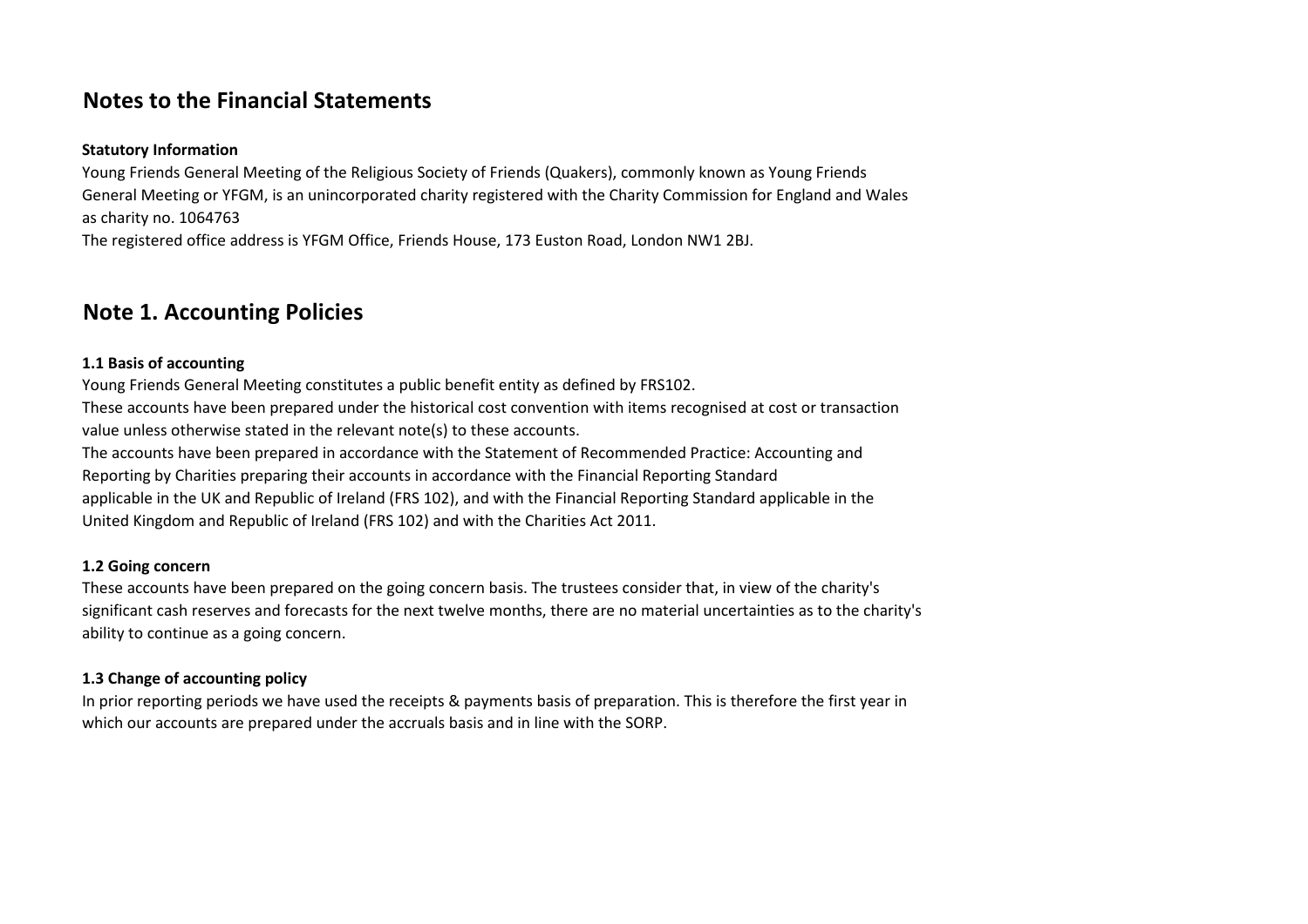## Notes to the Financial Statements

**Statutory Information**

Young Friends General Meeting of the Religious Society of Friends (Quakers), commonly known as Young Friends General Meeting or YFGM, is an unincorporated charity registered with the Charity Commission for England and Wales as charity no. 1064763

The registered office address is YFGM Office, Friends House, 173 Euston Road, London NW1 2BJ.

## Note 1. Accounting Policies

**1.1 Basis of accounting**

Young Friends General Meeting constitutes a public benefit entity as defined by FRS102.

These accounts have been prepared under the historical cost convention with items recognised at cost or transaction value unless otherwise stated in the relevant note(s) to these accounts.

The accounts have been prepared in accordance with the Statement of Recommended Practice: Accounting and Reporting by Charities preparing their accounts in accordance with the Financial Reporting Standard applicable in the UK and Republic of Ireland (FRS 102), and with the Financial Reporting Standard applicable in the United Kingdom and Republic of Ireland (FRS 102) and with the Charities Act 2011.

**1.2 Going concern**

These accounts have been prepared on the going concern basis. The trustees consider that, in view of the charity's significant cash reserves and forecasts for the next twelve months, there are no material uncertainties as to the charity's ability to continue as a going concern.

**1.3 Change of accounting policy**

In prior reporting periods we have used the receipts & payments basis of preparation. This is therefore the first year in which our accounts are prepared under the accruals basis and in line with the SORP.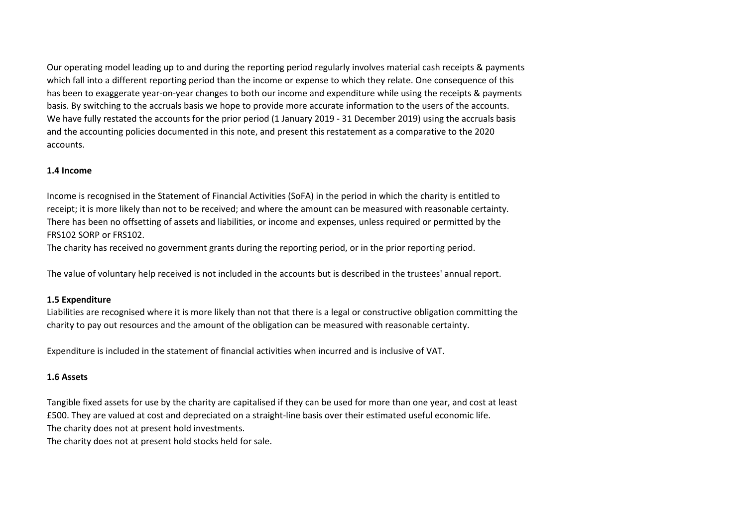Our operating model leading up to and during the reporting period regularly involves material cash receipts & payments which fall into a different reporting period than the income or expense to which they relate. One consequence of this has been to exaggerate year-on-year changes to both our income and expenditure while using the receipts & payments basis. By switching to the accruals basis we hope to provide more accurate information to the users of the accounts. We have fully restated the accounts for the prior period (1 January 2019 - 31 December 2019) using the accruals basis and the accounting policies documented in this note, and present this restatement as a comparative to the 2020 accounts.

**1.4 Income**

Income is recognised in the Statement of Financial Activities (SoFA) in the period in which the charity is entitled to receipt; it is more likely than not to be received; and where the amount can be measured with reasonable certainty. There has been no offsetting of assets and liabilities, or income and expenses, unless required or permitted by the FRS102 SORP or FRS102.
The charity has received no government grants during the reporting period, or in the prior reporting period.

The value of voluntary help received is not included in the accounts but is described in the trustees' annual report.

**1.5 Expenditure**

Liabilities are recognised where it is more likely than not that there is a legal or constructive obligation committing the charity to pay out resources and the amount of the obligation can be measured with reasonable certainty.

Expenditure is included in the statement of financial activities when incurred and is inclusive of VAT.

**1.6 Assets**

Tangible fixed assets for use by the charity are capitalised if they can be used for more than one year, and cost at least £500. They are valued at cost and depreciated on a straight-line basis over their estimated useful economic life.
The charity does not at present hold investments.
The charity does not at present hold stocks held for sale.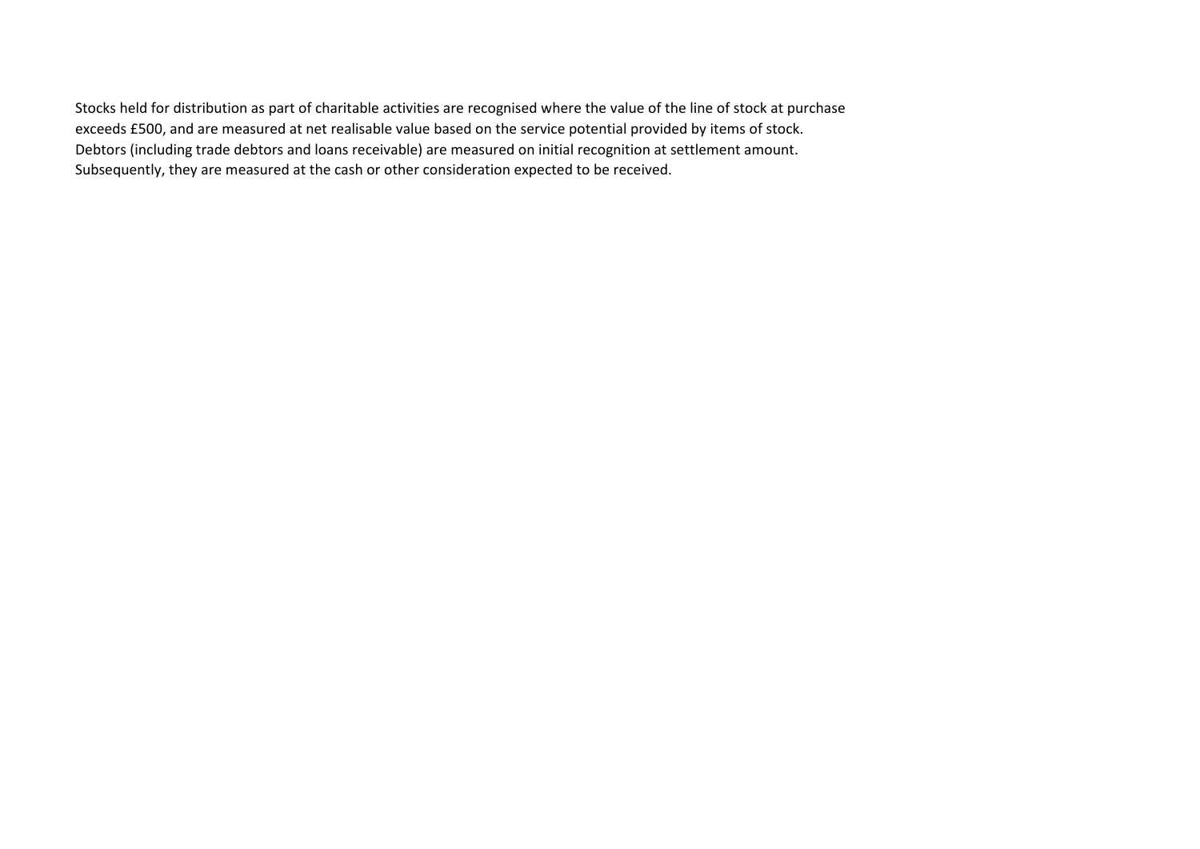Stocks held for distribution as part of charitable activities are recognised where the value of the line of stock at purchase exceeds £500, and are measured at net realisable value based on the service potential provided by items of stock.
Debtors (including trade debtors and loans receivable) are measured on initial recognition at settlement amount.
Subsequently, they are measured at the cash or other consideration expected to be received.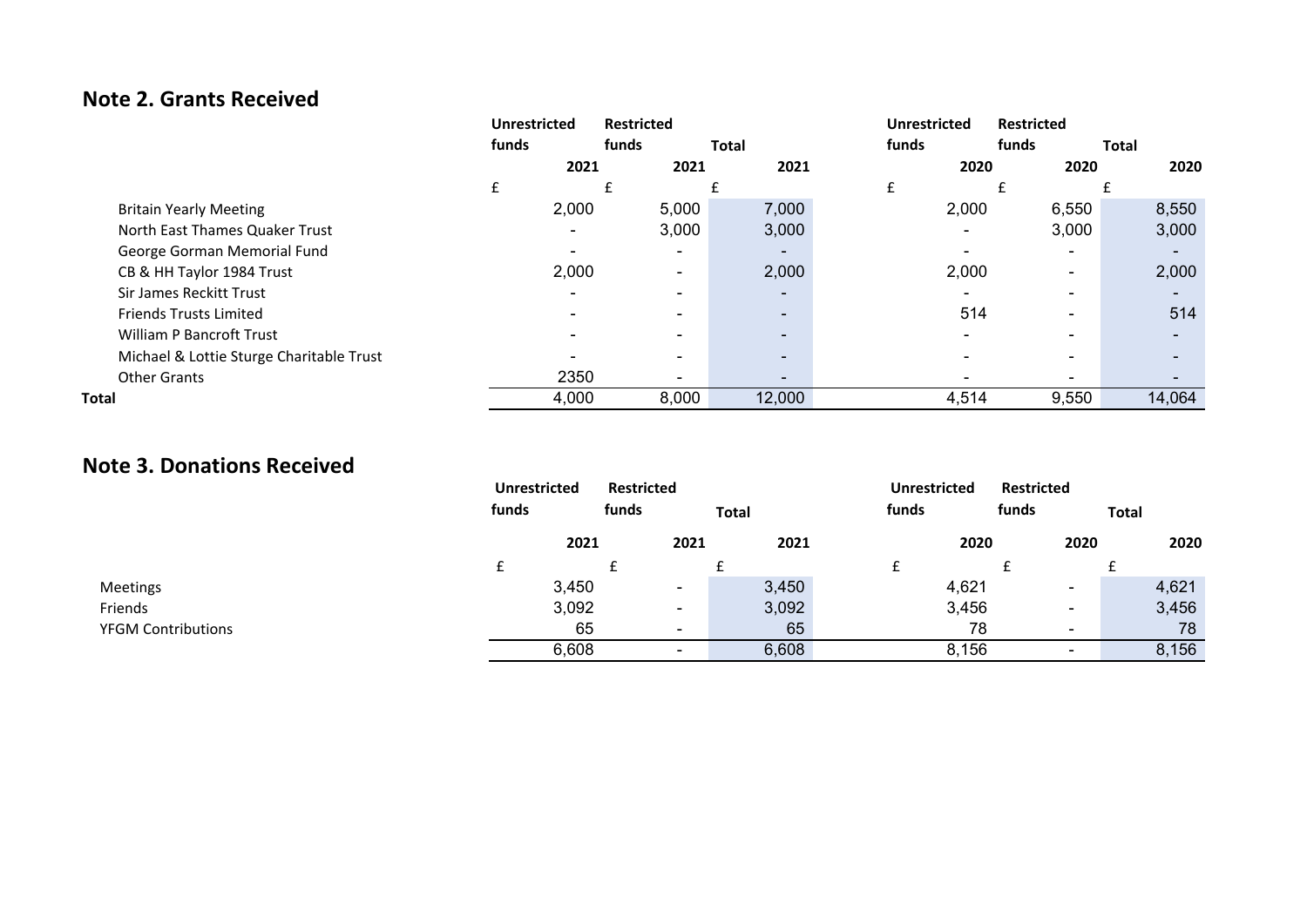## Note 2. Grants Received

| | Unrestricted funds | Restricted funds | Total | Unrestricted funds | Restricted funds | Total |
|---|---|---|---|---|---|---|
| | 2021 | 2021 | 2021 | 2020 | 2020 | 2020 |
| | £ | £ | £ | £ | £ | £ |
| Britain Yearly Meeting | 2,000 | 5,000 | 7,000 | 2,000 | 6,550 | 8,550 |
| North East Thames Quaker Trust | - | 3,000 | 3,000 | - | 3,000 | 3,000 |
| George Gorman Memorial Fund | - | - | - | - | - | - |
| CB & HH Taylor 1984 Trust | 2,000 | - | 2,000 | 2,000 | - | 2,000 |
| Sir James Reckitt Trust | - | - | - | - | - | - |
| Friends Trusts Limited | - | - | - | 514 | - | 514 |
| William P Bancroft Trust | - | - | - | - | - | - |
| Michael & Lottie Sturge Charitable Trust | - | - | - | - | - | - |
| Other Grants | 2350 | - | - | - | - | - |
| **Total** | 4,000 | 8,000 | 12,000 | 4,514 | 9,550 | 14,064 |

## Note 3. Donations Received

| | Unrestricted funds | Restricted funds | Total | Unrestricted funds | Restricted funds | Total |
|---|---|---|---|---|---|---|
| | 2021 | 2021 | 2021 | 2020 | 2020 | 2020 |
| | £ | £ | £ | £ | £ | £ |
| Meetings | 3,450 | - | 3,450 | 4,621 | - | 4,621 |
| Friends | 3,092 | - | 3,092 | 3,456 | - | 3,456 |
| YFGM Contributions | 65 | - | 65 | 78 | - | 78 |
| | 6,608 | - | 6,608 | 8,156 | - | 8,156 |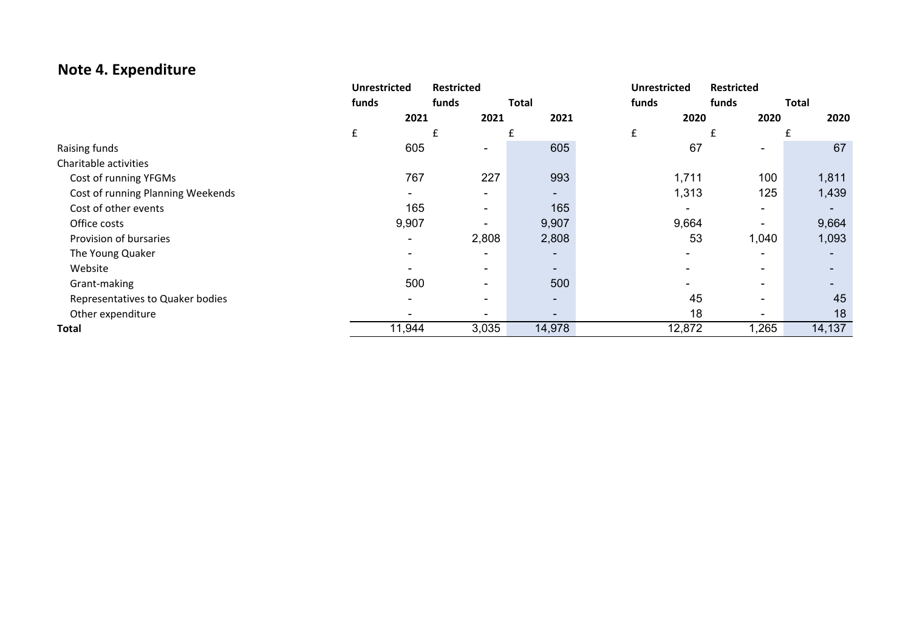## Note 4. Expenditure

| | Unrestricted funds 2021 | Restricted funds 2021 | Total 2021 | Unrestricted funds 2020 | Restricted funds 2020 | Total 2020 |
|---|---|---|---|---|---|---|
| | £ | £ | £ | £ | £ | £ |
| Raising funds | 605 | - | 605 | 67 | - | 67 |
| Charitable activities | | | | | | |
| Cost of running YFGMs | 767 | 227 | 993 | 1,711 | 100 | 1,811 |
| Cost of running Planning Weekends | - | - | - | 1,313 | 125 | 1,439 |
| Cost of other events | 165 | - | 165 | - | - | - |
| Office costs | 9,907 | - | 9,907 | 9,664 | - | 9,664 |
| Provision of bursaries | - | 2,808 | 2,808 | 53 | 1,040 | 1,093 |
| The Young Quaker | - | - | - | - | - | - |
| Website | - | - | - | - | - | - |
| Grant-making | 500 | - | 500 | - | - | - |
| Representatives to Quaker bodies | - | - | - | 45 | - | 45 |
| Other expenditure | - | - | - | 18 | - | 18 |
| **Total** | 11,944 | 3,035 | 14,978 | 12,872 | 1,265 | 14,137 |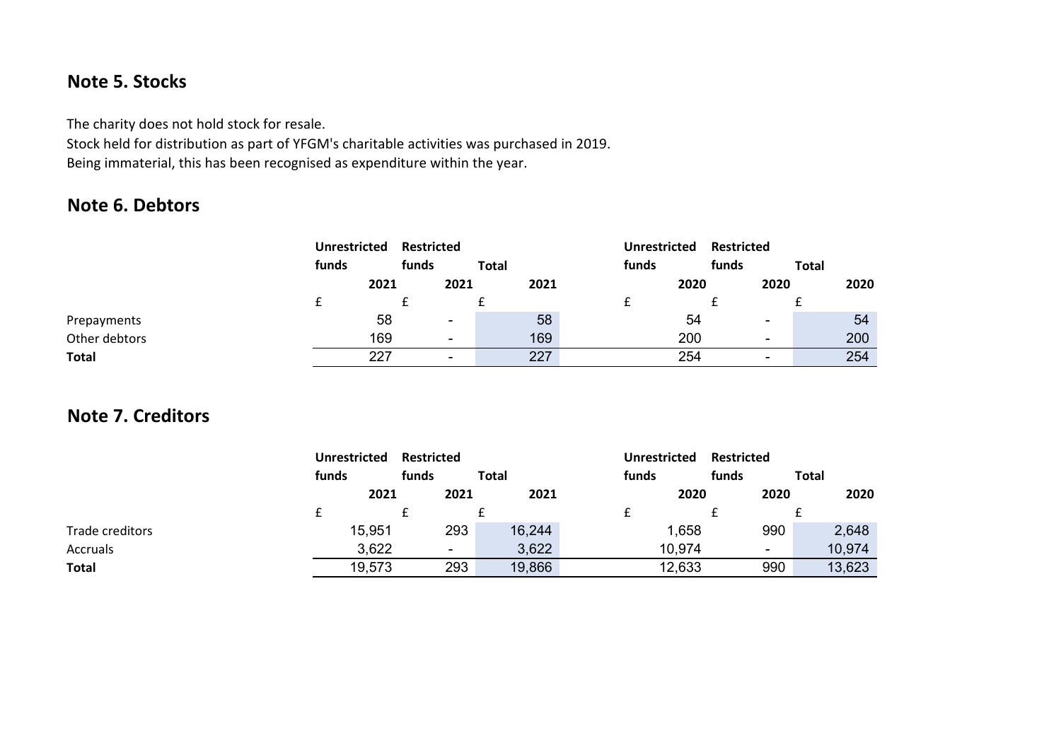## Note 5. Stocks

The charity does not hold stock for resale.
Stock held for distribution as part of YFGM's charitable activities was purchased in 2019.
Being immaterial, this has been recognised as expenditure within the year.

## Note 6. Debtors

| | Unrestricted funds 2021 | Restricted funds 2021 | Total 2021 | Unrestricted funds 2020 | Restricted funds 2020 | Total 2020 |
|---|---|---|---|---|---|---|
| | £ | £ | £ | £ | £ | £ |
| Prepayments | 58 | - | 58 | 54 | - | 54 |
| Other debtors | 169 | - | 169 | 200 | - | 200 |
| **Total** | 227 | - | 227 | 254 | - | 254 |

## Note 7. Creditors

| | Unrestricted funds 2021 | Restricted funds 2021 | Total 2021 | Unrestricted funds 2020 | Restricted funds 2020 | Total 2020 |
|---|---|---|---|---|---|---|
| | £ | £ | £ | £ | £ | £ |
| Trade creditors | 15,951 | 293 | 16,244 | 1,658 | 990 | 2,648 |
| Accruals | 3,622 | - | 3,622 | 10,974 | - | 10,974 |
| **Total** | 19,573 | 293 | 19,866 | 12,633 | 990 | 13,623 |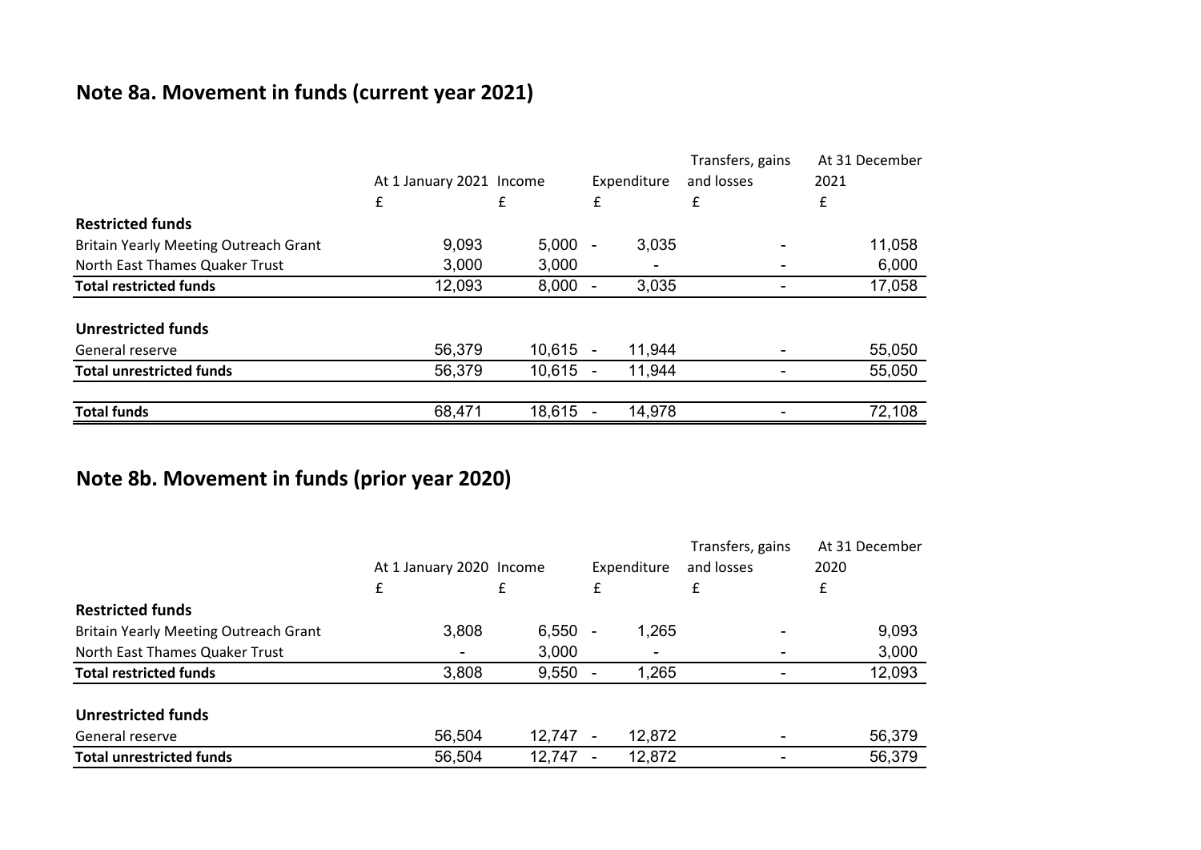## Note 8a. Movement in funds (current year 2021)

| | At 1 January 2021 | Income | Expenditure | Transfers, gains and losses | At 31 December 2021 |
|---|---|---|---|---|---|
| | £ | £ | £ | £ | £ |
| **Restricted funds** | | | | | |
| Britain Yearly Meeting Outreach Grant | 9,093 | 5,000 | - 3,035 | - | 11,058 |
| North East Thames Quaker Trust | 3,000 | 3,000 | - | - | 6,000 |
| **Total restricted funds** | 12,093 | 8,000 | - 3,035 | - | 17,058 |
| **Unrestricted funds** | | | | | |
| General reserve | 56,379 | 10,615 | - 11,944 | - | 55,050 |
| **Total unrestricted funds** | 56,379 | 10,615 | - 11,944 | - | 55,050 |
| **Total funds** | 68,471 | 18,615 | - 14,978 | - | 72,108 |

## Note 8b. Movement in funds (prior year 2020)

| | At 1 January 2020 | Income | Expenditure | Transfers, gains and losses | At 31 December 2020 |
|---|---|---|---|---|---|
| | £ | £ | £ | £ | £ |
| **Restricted funds** | | | | | |
| Britain Yearly Meeting Outreach Grant | 3,808 | 6,550 | - 1,265 | - | 9,093 |
| North East Thames Quaker Trust | - | 3,000 | - | - | 3,000 |
| **Total restricted funds** | 3,808 | 9,550 | - 1,265 | - | 12,093 |
| **Unrestricted funds** | | | | | |
| General reserve | 56,504 | 12,747 | - 12,872 | - | 56,379 |
| **Total unrestricted funds** | 56,504 | 12,747 | - 12,872 | - | 56,379 |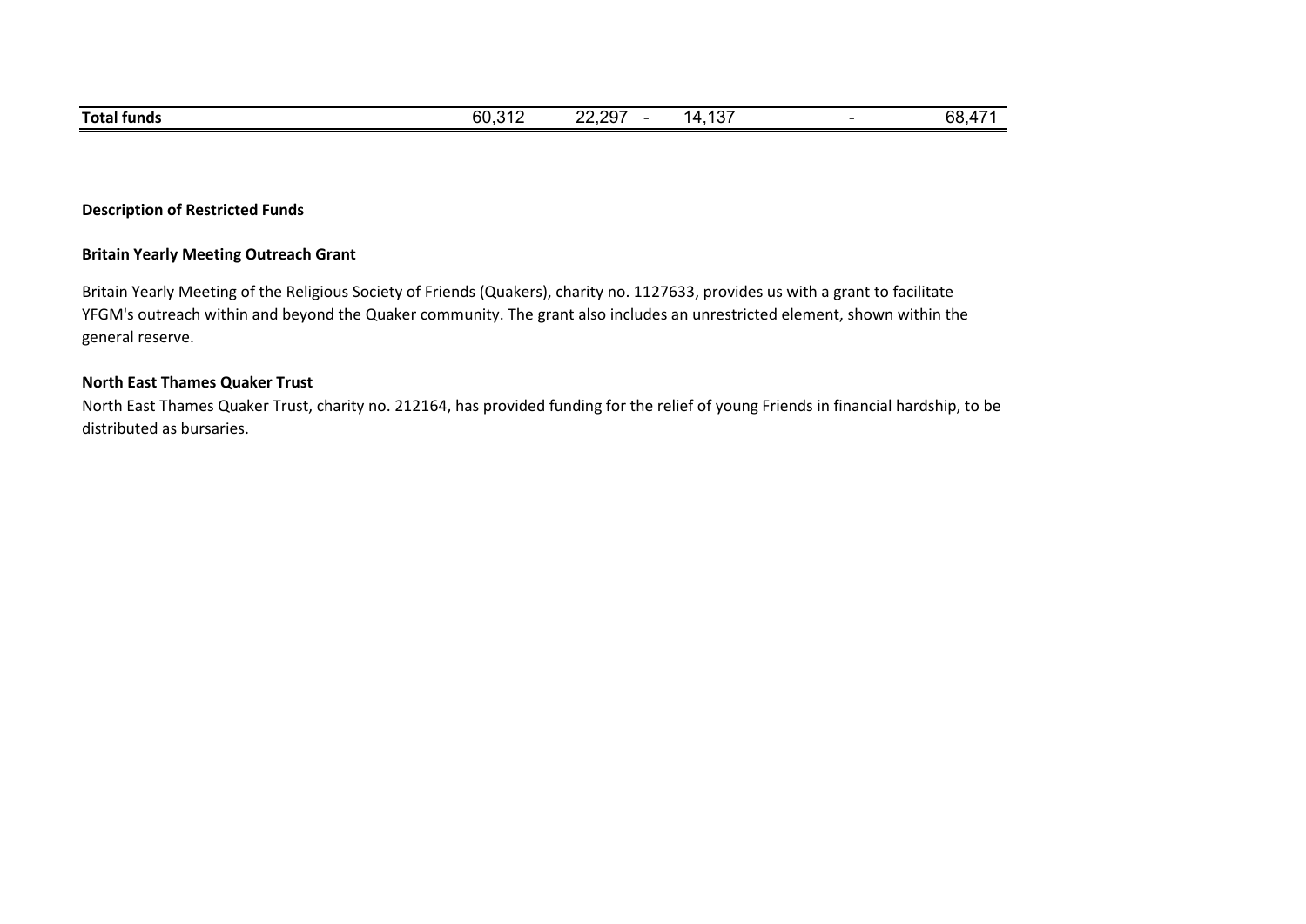| | | | | | | |
|---|---|---|---|---|---|---|
| **Total funds** | 60,312 | 22,297 | - | 14,137 | - | 68,471 |

**Description of Restricted Funds**

**Britain Yearly Meeting Outreach Grant**

Britain Yearly Meeting of the Religious Society of Friends (Quakers), charity no. 1127633, provides us with a grant to facilitate YFGM's outreach within and beyond the Quaker community. The grant also includes an unrestricted element, shown within the general reserve.

**North East Thames Quaker Trust**

North East Thames Quaker Trust, charity no. 212164, has provided funding for the relief of young Friends in financial hardship, to be distributed as bursaries.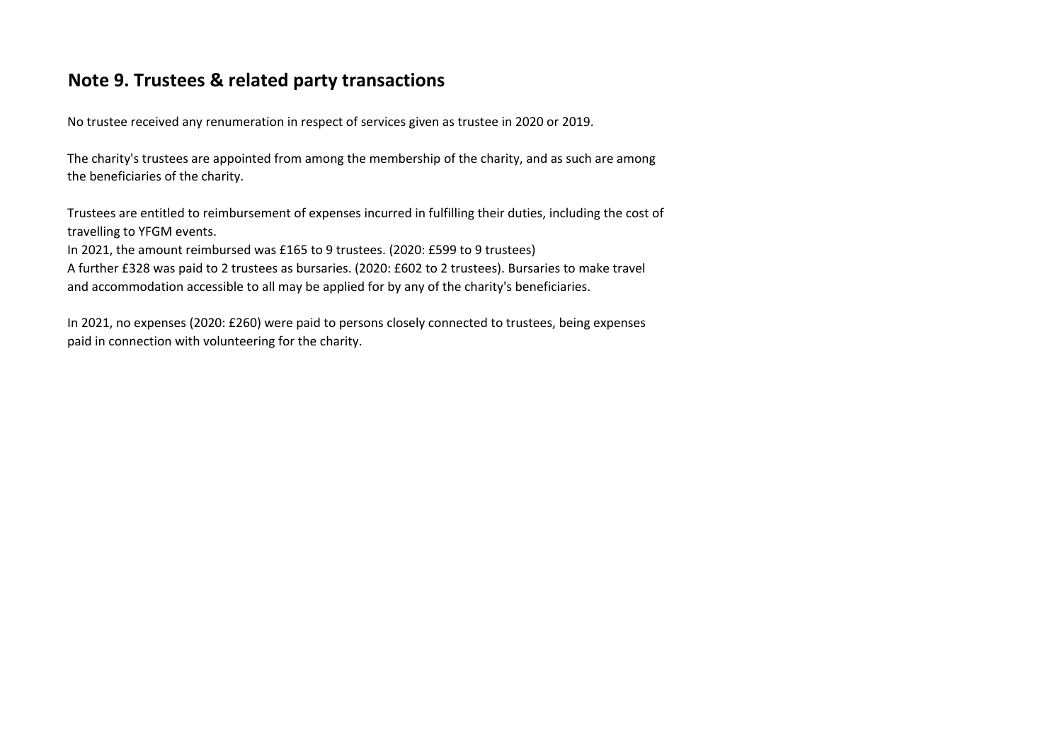## Note 9. Trustees & related party transactions

No trustee received any renumeration in respect of services given as trustee in 2020 or 2019.

The charity's trustees are appointed from among the membership of the charity, and as such are among the beneficiaries of the charity.

Trustees are entitled to reimbursement of expenses incurred in fulfilling their duties, including the cost of travelling to YFGM events.
In 2021, the amount reimbursed was £165 to 9 trustees. (2020: £599 to 9 trustees)
A further £328 was paid to 2 trustees as bursaries. (2020: £602 to 2 trustees). Bursaries to make travel and accommodation accessible to all may be applied for by any of the charity's beneficiaries.

In 2021, no expenses (2020: £260) were paid to persons closely connected to trustees, being expenses paid in connection with volunteering for the charity.